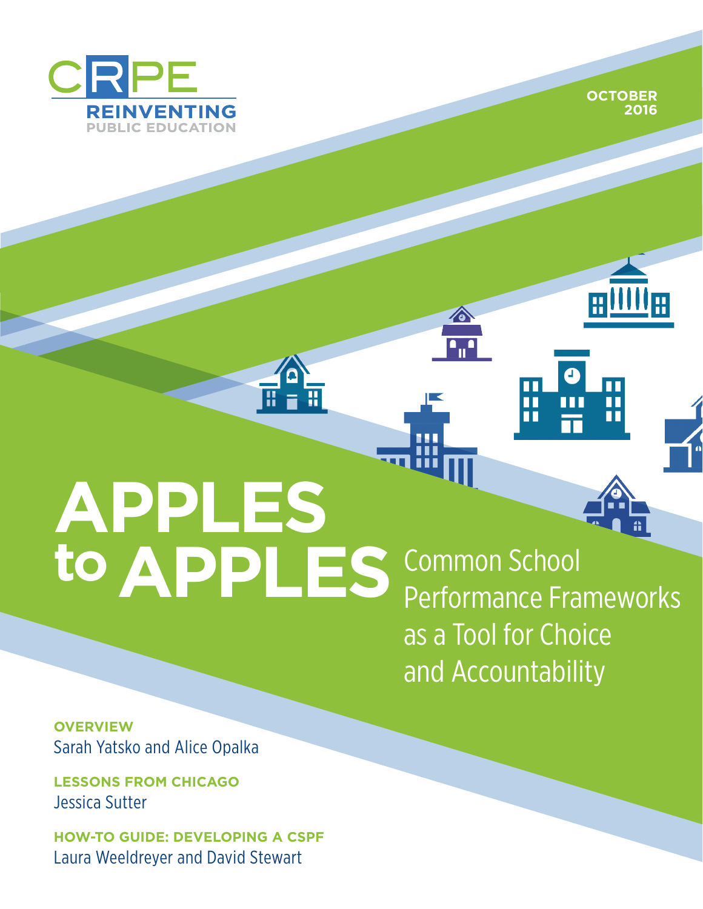CRPE
REINVENTING
PUBLIC EDUCATION

OCTOBER 2016

# APPLES to APPLES

## Common School Performance Frameworks as a Tool for Choice and Accountability

**OVERVIEW**
Sarah Yatsko and Alice Opalka

**LESSONS FROM CHICAGO**
Jessica Sutter

**HOW-TO GUIDE: DEVELOPING A CSPF**
Laura Weeldreyer and David Stewart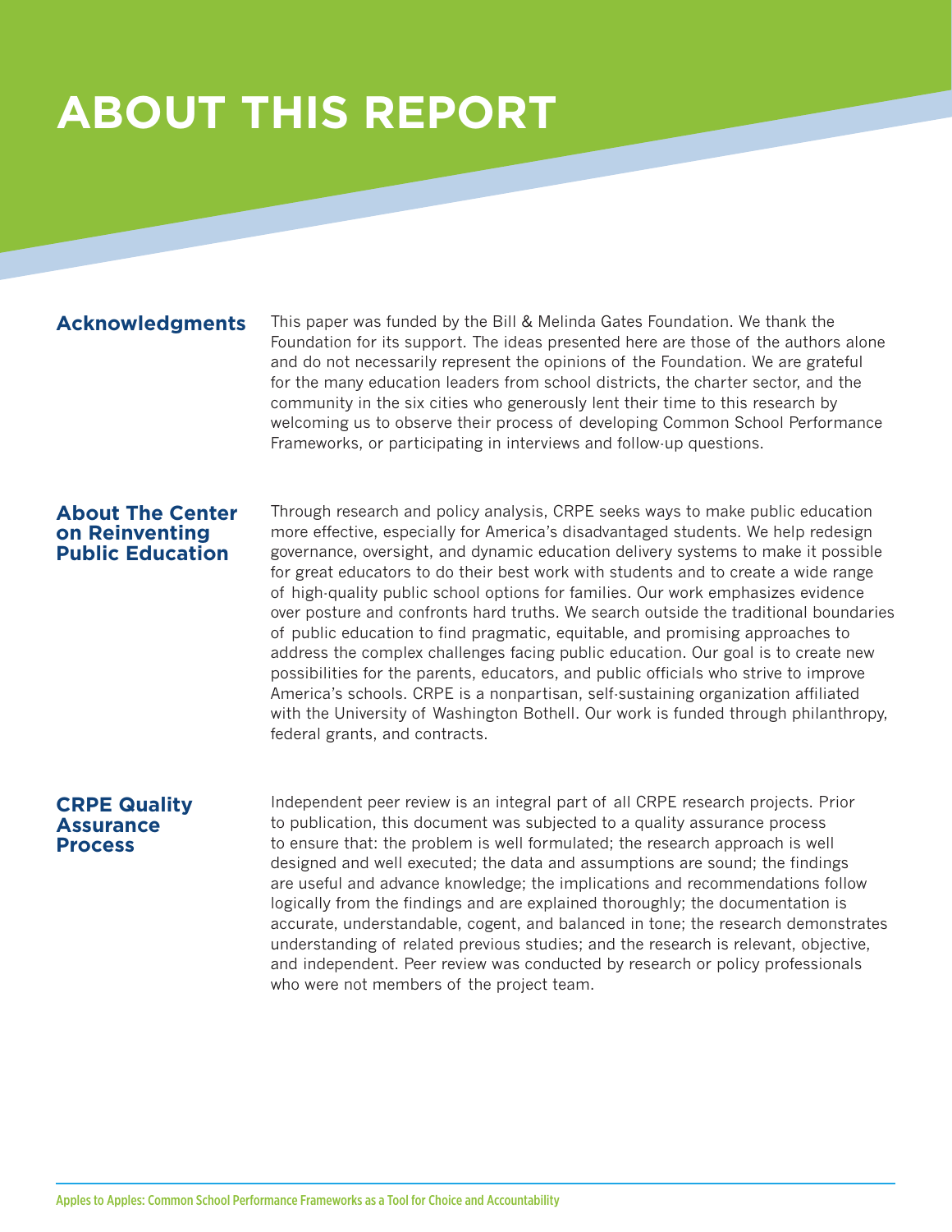# ABOUT THIS REPORT

## Acknowledgments

This paper was funded by the Bill & Melinda Gates Foundation. We thank the Foundation for its support. The ideas presented here are those of the authors alone and do not necessarily represent the opinions of the Foundation. We are grateful for the many education leaders from school districts, the charter sector, and the community in the six cities who generously lent their time to this research by welcoming us to observe their process of developing Common School Performance Frameworks, or participating in interviews and follow-up questions.

## About The Center on Reinventing Public Education

Through research and policy analysis, CRPE seeks ways to make public education more effective, especially for America's disadvantaged students. We help redesign governance, oversight, and dynamic education delivery systems to make it possible for great educators to do their best work with students and to create a wide range of high-quality public school options for families. Our work emphasizes evidence over posture and confronts hard truths. We search outside the traditional boundaries of public education to find pragmatic, equitable, and promising approaches to address the complex challenges facing public education. Our goal is to create new possibilities for the parents, educators, and public officials who strive to improve America's schools. CRPE is a nonpartisan, self-sustaining organization affiliated with the University of Washington Bothell. Our work is funded through philanthropy, federal grants, and contracts.

## CRPE Quality Assurance Process

Independent peer review is an integral part of all CRPE research projects. Prior to publication, this document was subjected to a quality assurance process to ensure that: the problem is well formulated; the research approach is well designed and well executed; the data and assumptions are sound; the findings are useful and advance knowledge; the implications and recommendations follow logically from the findings and are explained thoroughly; the documentation is accurate, understandable, cogent, and balanced in tone; the research demonstrates understanding of related previous studies; and the research is relevant, objective, and independent. Peer review was conducted by research or policy professionals who were not members of the project team.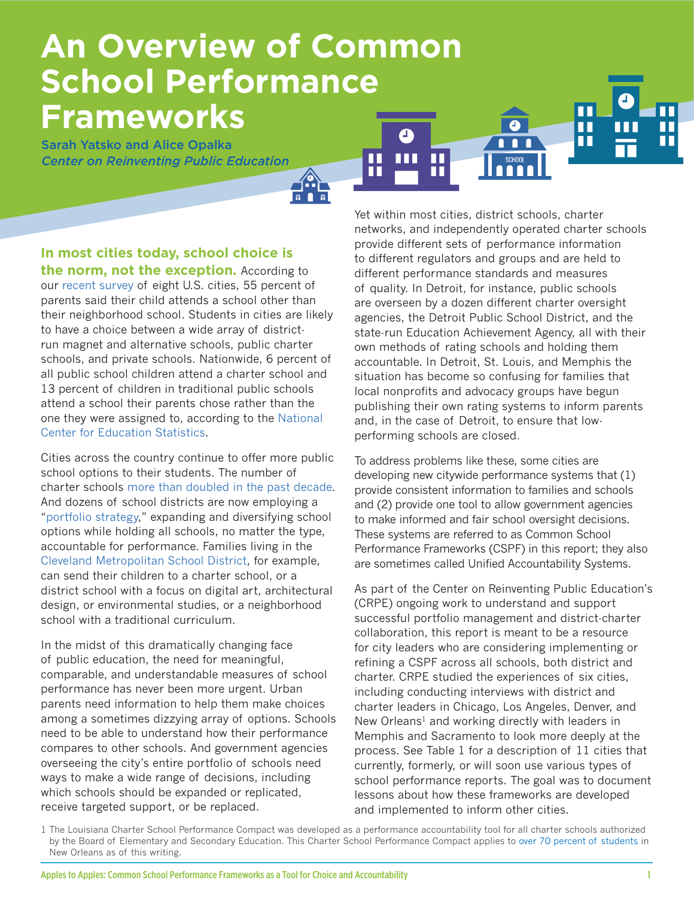# An Overview of Common School Performance Frameworks

**Sarah Yatsko and Alice Opalka**
*Center on Reinventing Public Education*

**In most cities today, school choice is the norm, not the exception.** According to our recent survey of eight U.S. cities, 55 percent of parents said their child attends a school other than their neighborhood school. Students in cities are likely to have a choice between a wide array of district-run magnet and alternative schools, public charter schools, and private schools. Nationwide, 6 percent of all public school children attend a charter school and 13 percent of children in traditional public schools attend a school their parents chose rather than the one they were assigned to, according to the National Center for Education Statistics.

Cities across the country continue to offer more public school options to their students. The number of charter schools more than doubled in the past decade. And dozens of school districts are now employing a "portfolio strategy," expanding and diversifying school options while holding all schools, no matter the type, accountable for performance. Families living in the Cleveland Metropolitan School District, for example, can send their children to a charter school, or a district school with a focus on digital art, architectural design, or environmental studies, or a neighborhood school with a traditional curriculum.

In the midst of this dramatically changing face of public education, the need for meaningful, comparable, and understandable measures of school performance has never been more urgent. Urban parents need information to help them make choices among a sometimes dizzying array of options. Schools need to be able to understand how their performance compares to other schools. And government agencies overseeing the city's entire portfolio of schools need ways to make a wide range of decisions, including which schools should be expanded or replicated, receive targeted support, or be replaced.

Yet within most cities, district schools, charter networks, and independently operated charter schools provide different sets of performance information to different regulators and groups and are held to different performance standards and measures of quality. In Detroit, for instance, public schools are overseen by a dozen different charter oversight agencies, the Detroit Public School District, and the state-run Education Achievement Agency, all with their own methods of rating schools and holding them accountable. In Detroit, St. Louis, and Memphis the situation has become so confusing for families that local nonprofits and advocacy groups have begun publishing their own rating systems to inform parents and, in the case of Detroit, to ensure that low-performing schools are closed.

To address problems like these, some cities are developing new citywide performance systems that (1) provide consistent information to families and schools and (2) provide one tool to allow government agencies to make informed and fair school oversight decisions. These systems are referred to as Common School Performance Frameworks (CSPF) in this report; they also are sometimes called Unified Accountability Systems.

As part of the Center on Reinventing Public Education's (CRPE) ongoing work to understand and support successful portfolio management and district-charter collaboration, this report is meant to be a resource for city leaders who are considering implementing or refining a CSPF across all schools, both district and charter. CRPE studied the experiences of six cities, including conducting interviews with district and charter leaders in Chicago, Los Angeles, Denver, and New Orleans[1] and working directly with leaders in Memphis and Sacramento to look more deeply at the process. See Table 1 for a description of 11 cities that currently, formerly, or will soon use various types of school performance reports. The goal was to document lessons about how these frameworks are developed and implemented to inform other cities.

[1] The Louisiana Charter School Performance Compact was developed as a performance accountability tool for all charter schools authorized by the Board of Elementary and Secondary Education. This Charter School Performance Compact applies to over 70 percent of students in New Orleans as of this writing.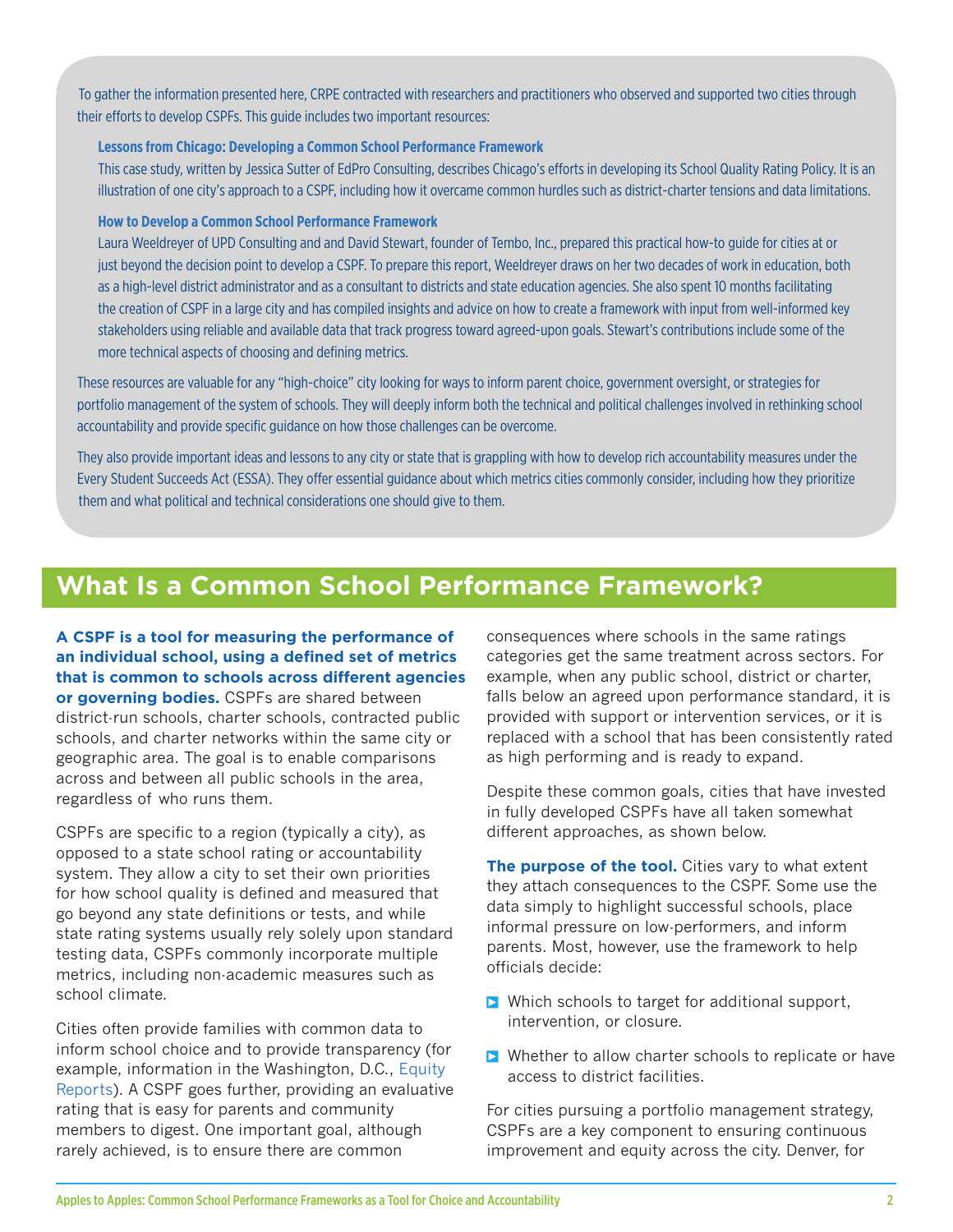To gather the information presented here, CRPE contracted with researchers and practitioners who observed and supported two cities through their efforts to develop CSPFs. This guide includes two important resources:

**Lessons from Chicago: Developing a Common School Performance Framework**

This case study, written by Jessica Sutter of EdPro Consulting, describes Chicago's efforts in developing its School Quality Rating Policy. It is an illustration of one city's approach to a CSPF, including how it overcame common hurdles such as district-charter tensions and data limitations.

**How to Develop a Common School Performance Framework**

Laura Weeldreyer of UPD Consulting and and David Stewart, founder of Tembo, Inc., prepared this practical how-to guide for cities at or just beyond the decision point to develop a CSPF. To prepare this report, Weeldreyer draws on her two decades of work in education, both as a high-level district administrator and as a consultant to districts and state education agencies. She also spent 10 months facilitating the creation of CSPF in a large city and has compiled insights and advice on how to create a framework with input from well-informed key stakeholders using reliable and available data that track progress toward agreed-upon goals. Stewart's contributions include some of the more technical aspects of choosing and defining metrics.

These resources are valuable for any "high-choice" city looking for ways to inform parent choice, government oversight, or strategies for portfolio management of the system of schools. They will deeply inform both the technical and political challenges involved in rethinking school accountability and provide specific guidance on how those challenges can be overcome.

They also provide important ideas and lessons to any city or state that is grappling with how to develop rich accountability measures under the Every Student Succeeds Act (ESSA). They offer essential guidance about which metrics cities commonly consider, including how they prioritize them and what political and technical considerations one should give to them.

## What Is a Common School Performance Framework?

**A CSPF is a tool for measuring the performance of an individual school, using a defined set of metrics that is common to schools across different agencies or governing bodies.** CSPFs are shared between district-run schools, charter schools, contracted public schools, and charter networks within the same city or geographic area. The goal is to enable comparisons across and between all public schools in the area, regardless of who runs them.

CSPFs are specific to a region (typically a city), as opposed to a state school rating or accountability system. They allow a city to set their own priorities for how school quality is defined and measured that go beyond any state definitions or tests, and while state rating systems usually rely solely upon standard testing data, CSPFs commonly incorporate multiple metrics, including non-academic measures such as school climate.

Cities often provide families with common data to inform school choice and to provide transparency (for example, information in the Washington, D.C., Equity Reports). A CSPF goes further, providing an evaluative rating that is easy for parents and community members to digest. One important goal, although rarely achieved, is to ensure there are common consequences where schools in the same ratings categories get the same treatment across sectors. For example, when any public school, district or charter, falls below an agreed upon performance standard, it is provided with support or intervention services, or it is replaced with a school that has been consistently rated as high performing and is ready to expand.

Despite these common goals, cities that have invested in fully developed CSPFs have all taken somewhat different approaches, as shown below.

**The purpose of the tool.** Cities vary to what extent they attach consequences to the CSPF. Some use the data simply to highlight successful schools, place informal pressure on low-performers, and inform parents. Most, however, use the framework to help officials decide:

- Which schools to target for additional support, intervention, or closure.
- Whether to allow charter schools to replicate or have access to district facilities.

For cities pursuing a portfolio management strategy, CSPFs are a key component to ensuring continuous improvement and equity across the city. Denver, for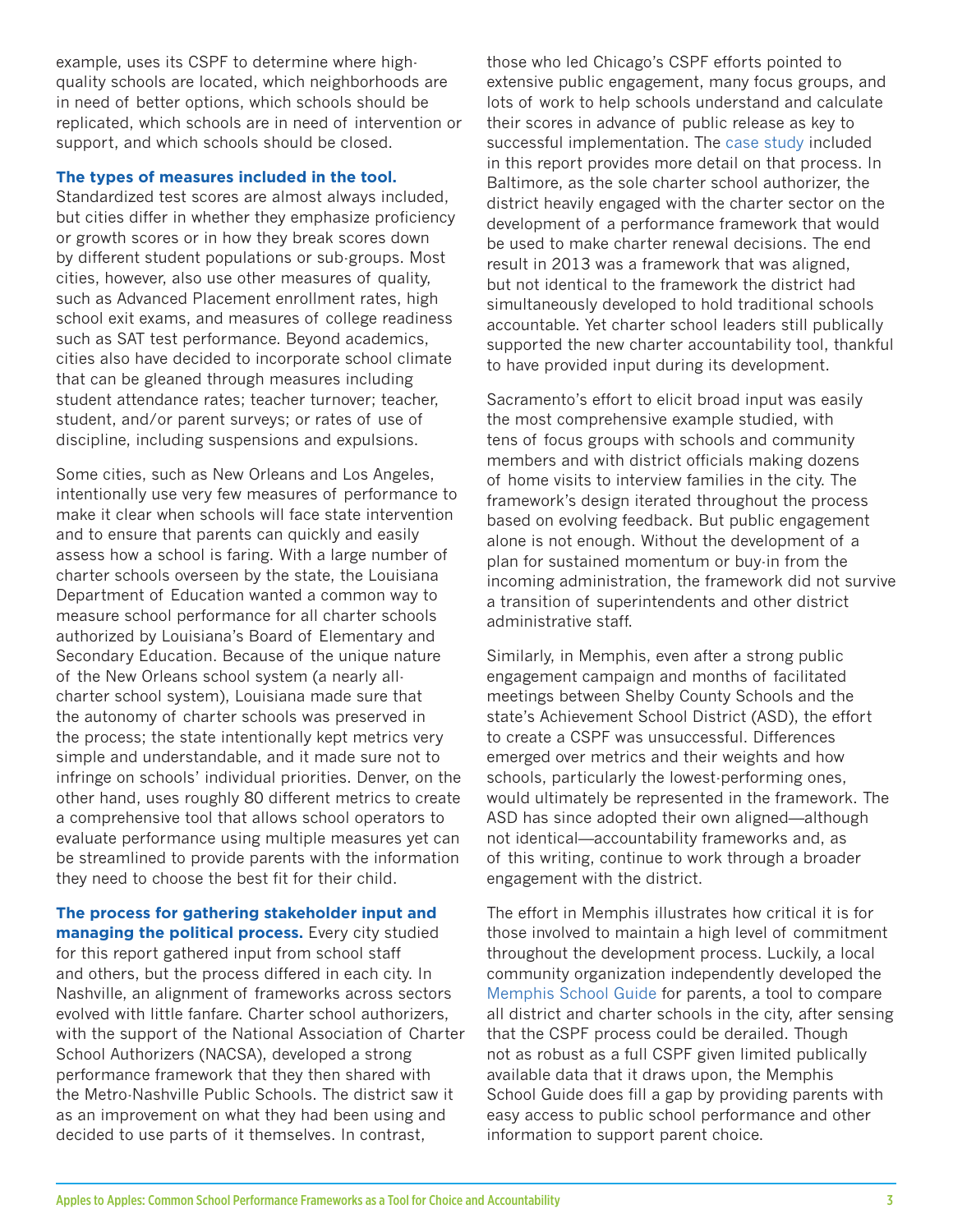example, uses its CSPF to determine where high-quality schools are located, which neighborhoods are in need of better options, which schools should be replicated, which schools are in need of intervention or support, and which schools should be closed.

**The types of measures included in the tool.** Standardized test scores are almost always included, but cities differ in whether they emphasize proficiency or growth scores or in how they break scores down by different student populations or sub-groups. Most cities, however, also use other measures of quality, such as Advanced Placement enrollment rates, high school exit exams, and measures of college readiness such as SAT test performance. Beyond academics, cities also have decided to incorporate school climate that can be gleaned through measures including student attendance rates; teacher turnover; teacher, student, and/or parent surveys; or rates of use of discipline, including suspensions and expulsions.

Some cities, such as New Orleans and Los Angeles, intentionally use very few measures of performance to make it clear when schools will face state intervention and to ensure that parents can quickly and easily assess how a school is faring. With a large number of charter schools overseen by the state, the Louisiana Department of Education wanted a common way to measure school performance for all charter schools authorized by Louisiana's Board of Elementary and Secondary Education. Because of the unique nature of the New Orleans school system (a nearly all-charter school system), Louisiana made sure that the autonomy of charter schools was preserved in the process; the state intentionally kept metrics very simple and understandable, and it made sure not to infringe on schools' individual priorities. Denver, on the other hand, uses roughly 80 different metrics to create a comprehensive tool that allows school operators to evaluate performance using multiple measures yet can be streamlined to provide parents with the information they need to choose the best fit for their child.

**The process for gathering stakeholder input and managing the political process.** Every city studied for this report gathered input from school staff and others, but the process differed in each city. In Nashville, an alignment of frameworks across sectors evolved with little fanfare. Charter school authorizers, with the support of the National Association of Charter School Authorizers (NACSA), developed a strong performance framework that they then shared with the Metro-Nashville Public Schools. The district saw it as an improvement on what they had been using and decided to use parts of it themselves. In contrast, those who led Chicago's CSPF efforts pointed to extensive public engagement, many focus groups, and lots of work to help schools understand and calculate their scores in advance of public release as key to successful implementation. The case study included in this report provides more detail on that process. In Baltimore, as the sole charter school authorizer, the district heavily engaged with the charter sector on the development of a performance framework that would be used to make charter renewal decisions. The end result in 2013 was a framework that was aligned, but not identical to the framework the district had simultaneously developed to hold traditional schools accountable. Yet charter school leaders still publically supported the new charter accountability tool, thankful to have provided input during its development.

Sacramento's effort to elicit broad input was easily the most comprehensive example studied, with tens of focus groups with schools and community members and with district officials making dozens of home visits to interview families in the city. The framework's design iterated throughout the process based on evolving feedback. But public engagement alone is not enough. Without the development of a plan for sustained momentum or buy-in from the incoming administration, the framework did not survive a transition of superintendents and other district administrative staff.

Similarly, in Memphis, even after a strong public engagement campaign and months of facilitated meetings between Shelby County Schools and the state's Achievement School District (ASD), the effort to create a CSPF was unsuccessful. Differences emerged over metrics and their weights and how schools, particularly the lowest-performing ones, would ultimately be represented in the framework. The ASD has since adopted their own aligned—although not identical—accountability frameworks and, as of this writing, continue to work through a broader engagement with the district.

The effort in Memphis illustrates how critical it is for those involved to maintain a high level of commitment throughout the development process. Luckily, a local community organization independently developed the Memphis School Guide for parents, a tool to compare all district and charter schools in the city, after sensing that the CSPF process could be derailed. Though not as robust as a full CSPF given limited publically available data that it draws upon, the Memphis School Guide does fill a gap by providing parents with easy access to public school performance and other information to support parent choice.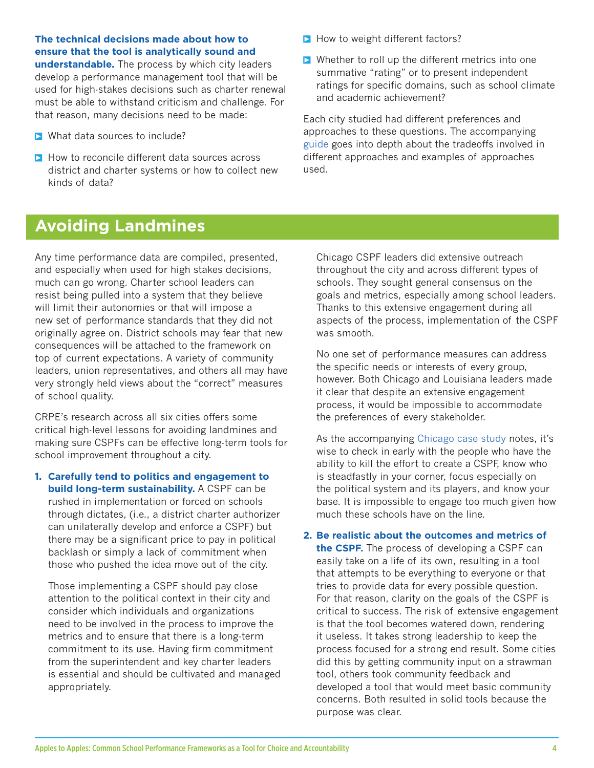**The technical decisions made about how to ensure that the tool is analytically sound and understandable.** The process by which city leaders develop a performance management tool that will be used for high-stakes decisions such as charter renewal must be able to withstand criticism and challenge. For that reason, many decisions need to be made:

- What data sources to include?
- How to reconcile different data sources across district and charter systems or how to collect new kinds of data?
- How to weight different factors?
- Whether to roll up the different metrics into one summative "rating" or to present independent ratings for specific domains, such as school climate and academic achievement?

Each city studied had different preferences and approaches to these questions. The accompanying guide goes into depth about the tradeoffs involved in different approaches and examples of approaches used.

## Avoiding Landmines

Any time performance data are compiled, presented, and especially when used for high stakes decisions, much can go wrong. Charter school leaders can resist being pulled into a system that they believe will limit their autonomies or that will impose a new set of performance standards that they did not originally agree on. District schools may fear that new consequences will be attached to the framework on top of current expectations. A variety of community leaders, union representatives, and others all may have very strongly held views about the "correct" measures of school quality.

CRPE's research across all six cities offers some critical high-level lessons for avoiding landmines and making sure CSPFs can be effective long-term tools for school improvement throughout a city.

1. **Carefully tend to politics and engagement to build long-term sustainability.** A CSPF can be rushed in implementation or forced on schools through dictates, (i.e., a district charter authorizer can unilaterally develop and enforce a CSPF) but there may be a significant price to pay in political backlash or simply a lack of commitment when those who pushed the idea move out of the city.

   Those implementing a CSPF should pay close attention to the political context in their city and consider which individuals and organizations need to be involved in the process to improve the metrics and to ensure that there is a long-term commitment to its use. Having firm commitment from the superintendent and key charter leaders is essential and should be cultivated and managed appropriately.

   Chicago CSPF leaders did extensive outreach throughout the city and across different types of schools. They sought general consensus on the goals and metrics, especially among school leaders. Thanks to this extensive engagement during all aspects of the process, implementation of the CSPF was smooth.

   No one set of performance measures can address the specific needs or interests of every group, however. Both Chicago and Louisiana leaders made it clear that despite an extensive engagement process, it would be impossible to accommodate the preferences of every stakeholder.

   As the accompanying Chicago case study notes, it's wise to check in early with the people who have the ability to kill the effort to create a CSPF, know who is steadfastly in your corner, focus especially on the political system and its players, and know your base. It is impossible to engage too much given how much these schools have on the line.

2. **Be realistic about the outcomes and metrics of the CSPF.** The process of developing a CSPF can easily take on a life of its own, resulting in a tool that attempts to be everything to everyone or that tries to provide data for every possible question. For that reason, clarity on the goals of the CSPF is critical to success. The risk of extensive engagement is that the tool becomes watered down, rendering it useless. It takes strong leadership to keep the process focused for a strong end result. Some cities did this by getting community input on a strawman tool, others took community feedback and developed a tool that would meet basic community concerns. Both resulted in solid tools because the purpose was clear.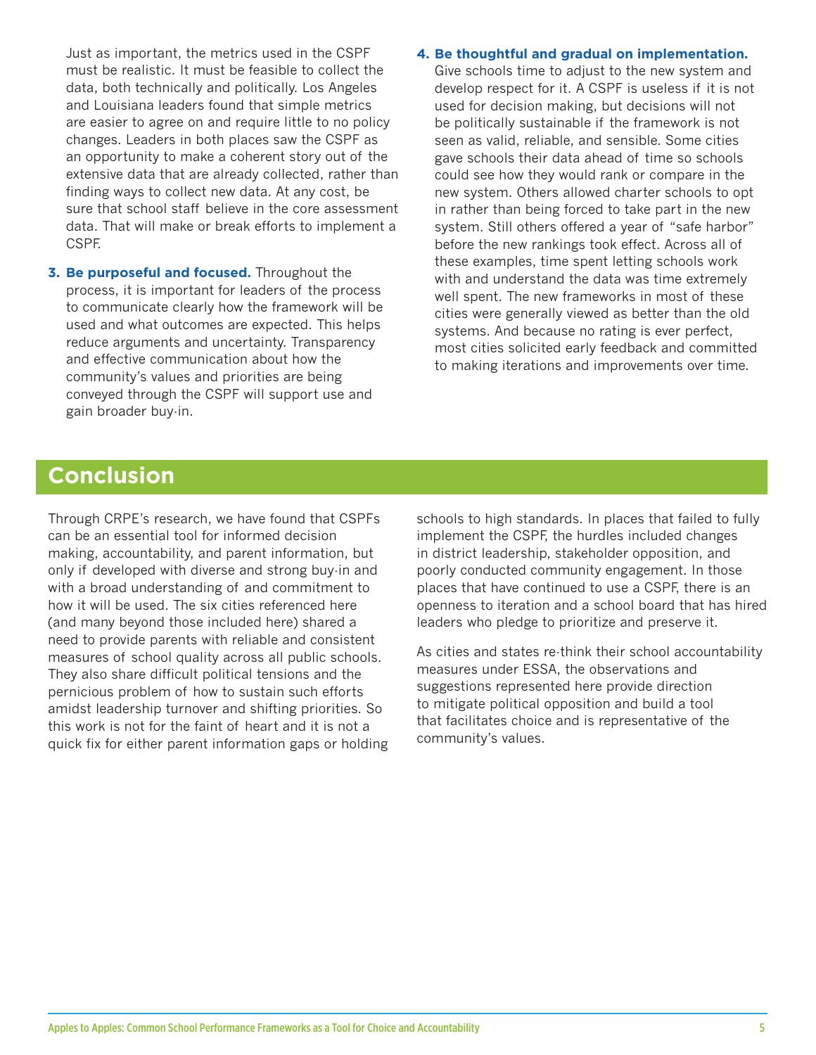Just as important, the metrics used in the CSPF must be realistic. It must be feasible to collect the data, both technically and politically. Los Angeles and Louisiana leaders found that simple metrics are easier to agree on and require little to no policy changes. Leaders in both places saw the CSPF as an opportunity to make a coherent story out of the extensive data that are already collected, rather than finding ways to collect new data. At any cost, be sure that school staff believe in the core assessment data. That will make or break efforts to implement a CSPF.

3. **Be purposeful and focused.** Throughout the process, it is important for leaders of the process to communicate clearly how the framework will be used and what outcomes are expected. This helps reduce arguments and uncertainty. Transparency and effective communication about how the community's values and priorities are being conveyed through the CSPF will support use and gain broader buy-in.

4. **Be thoughtful and gradual on implementation.** Give schools time to adjust to the new system and develop respect for it. A CSPF is useless if it is not used for decision making, but decisions will not be politically sustainable if the framework is not seen as valid, reliable, and sensible. Some cities gave schools their data ahead of time so schools could see how they would rank or compare in the new system. Others allowed charter schools to opt in rather than being forced to take part in the new system. Still others offered a year of "safe harbor" before the new rankings took effect. Across all of these examples, time spent letting schools work with and understand the data was time extremely well spent. The new frameworks in most of these cities were generally viewed as better than the old systems. And because no rating is ever perfect, most cities solicited early feedback and committed to making iterations and improvements over time.

## Conclusion

Through CRPE's research, we have found that CSPFs can be an essential tool for informed decision making, accountability, and parent information, but only if developed with diverse and strong buy-in and with a broad understanding of and commitment to how it will be used. The six cities referenced here (and many beyond those included here) shared a need to provide parents with reliable and consistent measures of school quality across all public schools. They also share difficult political tensions and the pernicious problem of how to sustain such efforts amidst leadership turnover and shifting priorities. So this work is not for the faint of heart and it is not a quick fix for either parent information gaps or holding schools to high standards. In places that failed to fully implement the CSPF, the hurdles included changes in district leadership, stakeholder opposition, and poorly conducted community engagement. In those places that have continued to use a CSPF, there is an openness to iteration and a school board that has hired leaders who pledge to prioritize and preserve it.

As cities and states re-think their school accountability measures under ESSA, the observations and suggestions represented here provide direction to mitigate political opposition and build a tool that facilitates choice and is representative of the community's values.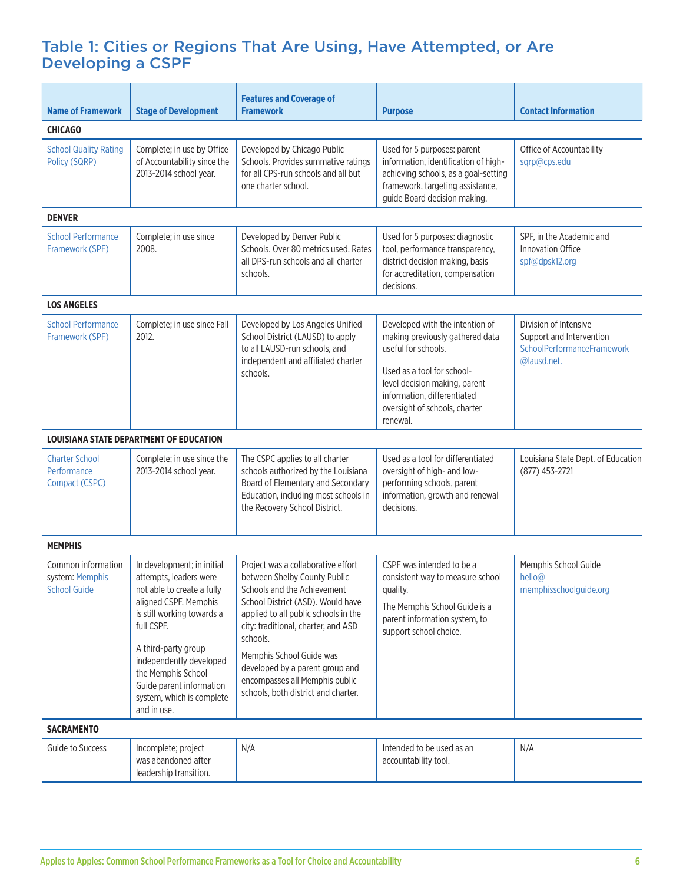## Table 1: Cities or Regions That Are Using, Have Attempted, or Are Developing a CSPF

| Name of Framework | Stage of Development | Features and Coverage of Framework | Purpose | Contact Information |
|---|---|---|---|---|
| **CHICAGO** | | | | |
| School Quality Rating Policy (SQRP) | Complete; in use by Office of Accountability since the 2013-2014 school year. | Developed by Chicago Public Schools. Provides summative ratings for all CPS-run schools and all but one charter school. | Used for 5 purposes: parent information, identification of high-achieving schools, as a goal-setting framework, targeting assistance, guide Board decision making. | Office of Accountability sqrp@cps.edu |
| **DENVER** | | | | |
| School Performance Framework (SPF) | Complete; in use since 2008. | Developed by Denver Public Schools. Over 80 metrics used. Rates all DPS-run schools and all charter schools. | Used for 5 purposes: diagnostic tool, performance transparency, district decision making, basis for accreditation, compensation decisions. | SPF, in the Academic and Innovation Office spf@dpsk12.org |
| **LOS ANGELES** | | | | |
| School Performance Framework (SPF) | Complete; in use since Fall 2012. | Developed by Los Angeles Unified School District (LAUSD) to apply to all LAUSD-run schools, and independent and affiliated charter schools. | Developed with the intention of making previously gathered data useful for schools.<br><br>Used as a tool for school-level decision making, parent information, differentiated oversight of schools, charter renewal. | Division of Intensive Support and Intervention SchoolPerformanceFramework@lausd.net. |
| **LOUISIANA STATE DEPARTMENT OF EDUCATION** | | | | |
| Charter School Performance Compact (CSPC) | Complete; in use since the 2013-2014 school year. | The CSPC applies to all charter schools authorized by the Louisiana Board of Elementary and Secondary Education, including most schools in the Recovery School District. | Used as a tool for differentiated oversight of high- and low-performing schools, parent information, growth and renewal decisions. | Louisiana State Dept. of Education (877) 453-2721 |
| **MEMPHIS** | | | | |
| Common information system: Memphis School Guide | In development; in initial attempts, leaders were not able to create a fully aligned CSPF. Memphis is still working towards a full CSPF.<br><br>A third-party group independently developed the Memphis School Guide parent information system, which is complete and in use. | Project was a collaborative effort between Shelby County Public Schools and the Achievement School District (ASD). Would have applied to all public schools in the city: traditional, charter, and ASD schools.<br><br>Memphis School Guide was developed by a parent group and encompasses all Memphis public schools, both district and charter. | CSPF was intended to be a consistent way to measure school quality.<br><br>The Memphis School Guide is a parent information system, to support school choice. | Memphis School Guide hello@memphisschoolguide.org |
| **SACRAMENTO** | | | | |
| Guide to Success | Incomplete; project was abandoned after leadership transition. | N/A | Intended to be used as an accountability tool. | N/A |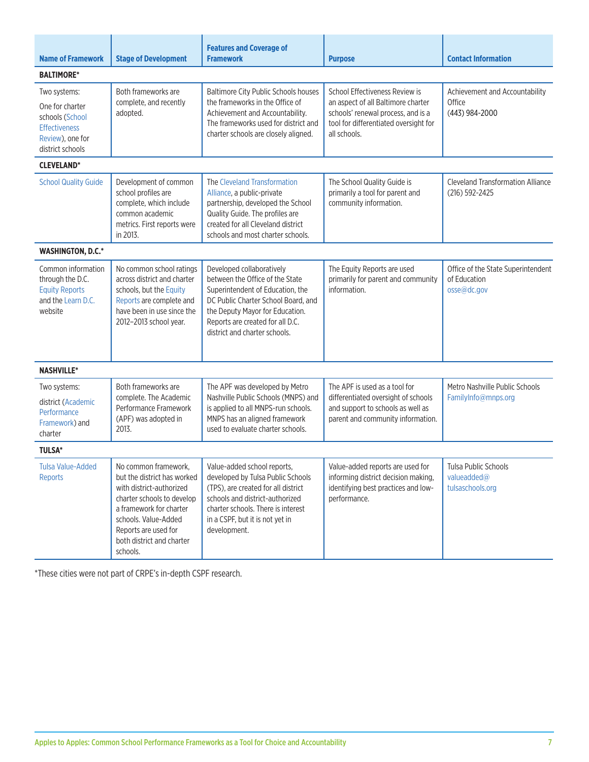| Name of Framework | Stage of Development | Features and Coverage of Framework | Purpose | Contact Information |
|---|---|---|---|---|
| **BALTIMORE*** | | | | |
| Two systems: One for charter schools (School Effectiveness Review), one for district schools | Both frameworks are complete, and recently adopted. | Baltimore City Public Schools houses the frameworks in the Office of Achievement and Accountability. The frameworks used for district and charter schools are closely aligned. | School Effectiveness Review is an aspect of all Baltimore charter schools' renewal process, and is a tool for differentiated oversight for all schools. | Achievement and Accountability Office (443) 984-2000 |
| **CLEVELAND*** | | | | |
| School Quality Guide | Development of common school profiles are complete, which include common academic metrics. First reports were in 2013. | The Cleveland Transformation Alliance, a public-private partnership, developed the School Quality Guide. The profiles are created for all Cleveland district schools and most charter schools. | The School Quality Guide is primarily a tool for parent and community information. | Cleveland Transformation Alliance (216) 592-2425 |
| **WASHINGTON, D.C.*** | | | | |
| Common information through the D.C. Equity Reports and the Learn D.C. website | No common school ratings across district and charter schools, but the Equity Reports are complete and have been in use since the 2012–2013 school year. | Developed collaboratively between the Office of the State Superintendent of Education, the DC Public Charter School Board, and the Deputy Mayor for Education. Reports are created for all D.C. district and charter schools. | The Equity Reports are used primarily for parent and community information. | Office of the State Superintendent of Education osse@dc.gov |
| **NASHVILLE*** | | | | |
| Two systems: district (Academic Performance Framework) and charter | Both frameworks are complete. The Academic Performance Framework (APF) was adopted in 2013. | The APF was developed by Metro Nashville Public Schools (MNPS) and is applied to all MNPS-run schools. MNPS has an aligned framework used to evaluate charter schools. | The APF is used as a tool for differentiated oversight of schools and support to schools as well as parent and community information. | Metro Nashville Public Schools FamilyInfo@mnps.org |
| **TULSA*** | | | | |
| Tulsa Value-Added Reports | No common framework, but the district has worked with district-authorized charter schools to develop a framework for charter schools. Value-Added Reports are used for both district and charter schools. | Value-added school reports, developed by Tulsa Public Schools (TPS), are created for all district schools and district-authorized charter schools. There is interest in a CSPF, but it is not yet in development. | Value-added reports are used for informing district decision making, identifying best practices and low-performance. | Tulsa Public Schools valueadded@tulsaschools.org |

*These cities were not part of CRPE's in-depth CSPF research.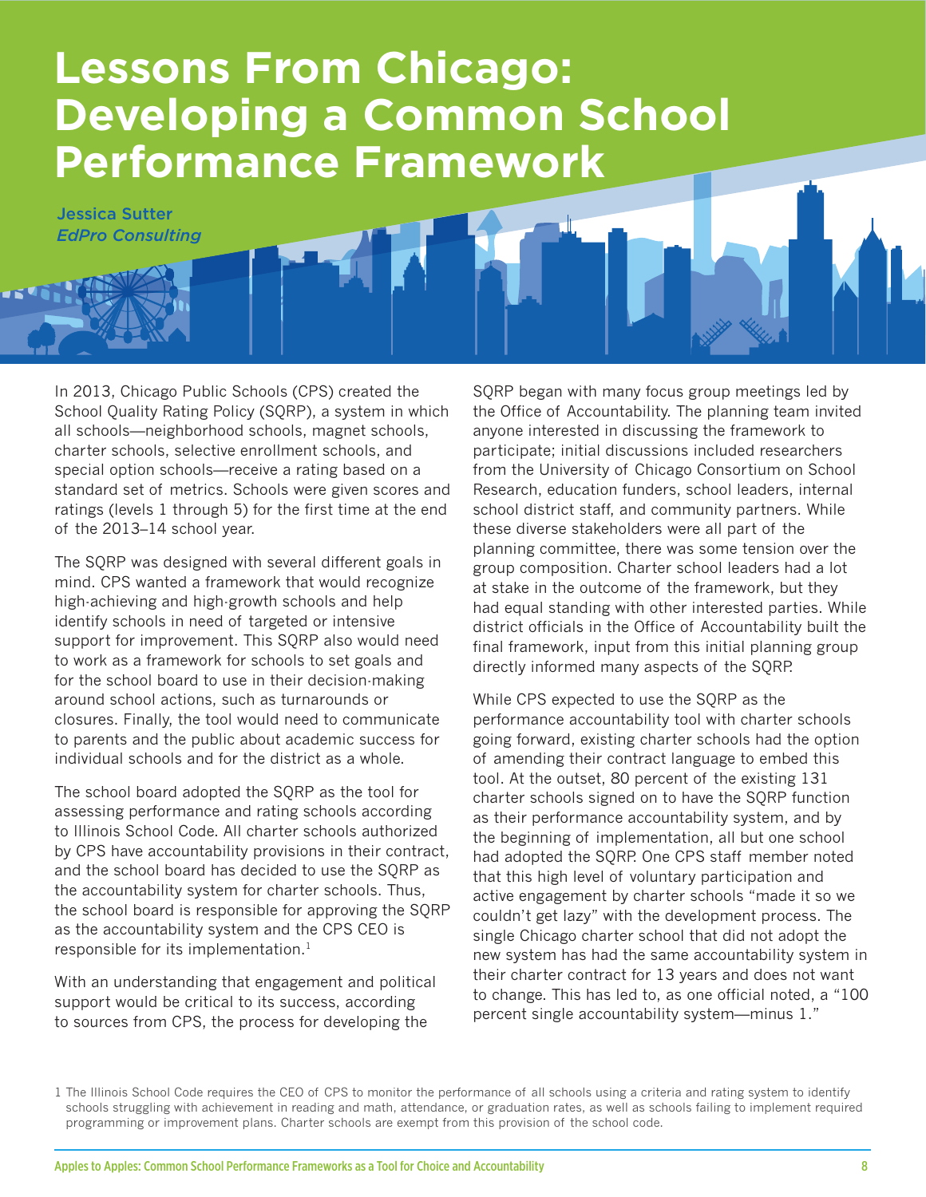# Lessons From Chicago: Developing a Common School Performance Framework

Jessica Sutter
*EdPro Consulting*

In 2013, Chicago Public Schools (CPS) created the School Quality Rating Policy (SQRP), a system in which all schools—neighborhood schools, magnet schools, charter schools, selective enrollment schools, and special option schools—receive a rating based on a standard set of metrics. Schools were given scores and ratings (levels 1 through 5) for the first time at the end of the 2013–14 school year.

The SQRP was designed with several different goals in mind. CPS wanted a framework that would recognize high-achieving and high-growth schools and help identify schools in need of targeted or intensive support for improvement. This SQRP also would need to work as a framework for schools to set goals and for the school board to use in their decision-making around school actions, such as turnarounds or closures. Finally, the tool would need to communicate to parents and the public about academic success for individual schools and for the district as a whole.

The school board adopted the SQRP as the tool for assessing performance and rating schools according to Illinois School Code. All charter schools authorized by CPS have accountability provisions in their contract, and the school board has decided to use the SQRP as the accountability system for charter schools. Thus, the school board is responsible for approving the SQRP as the accountability system and the CPS CEO is responsible for its implementation.[1]

With an understanding that engagement and political support would be critical to its success, according to sources from CPS, the process for developing the SQRP began with many focus group meetings led by the Office of Accountability. The planning team invited anyone interested in discussing the framework to participate; initial discussions included researchers from the University of Chicago Consortium on School Research, education funders, school leaders, internal school district staff, and community partners. While these diverse stakeholders were all part of the planning committee, there was some tension over the group composition. Charter school leaders had a lot at stake in the outcome of the framework, but they had equal standing with other interested parties. While district officials in the Office of Accountability built the final framework, input from this initial planning group directly informed many aspects of the SQRP.

While CPS expected to use the SQRP as the performance accountability tool with charter schools going forward, existing charter schools had the option of amending their contract language to embed this tool. At the outset, 80 percent of the existing 131 charter schools signed on to have the SQRP function as their performance accountability system, and by the beginning of implementation, all but one school had adopted the SQRP. One CPS staff member noted that this high level of voluntary participation and active engagement by charter schools "made it so we couldn't get lazy" with the development process. The single Chicago charter school that did not adopt the new system has had the same accountability system in their charter contract for 13 years and does not want to change. This has led to, as one official noted, a "100 percent single accountability system—minus 1."

1 The Illinois School Code requires the CEO of CPS to monitor the performance of all schools using a criteria and rating system to identify schools struggling with achievement in reading and math, attendance, or graduation rates, as well as schools failing to implement required programming or improvement plans. Charter schools are exempt from this provision of the school code.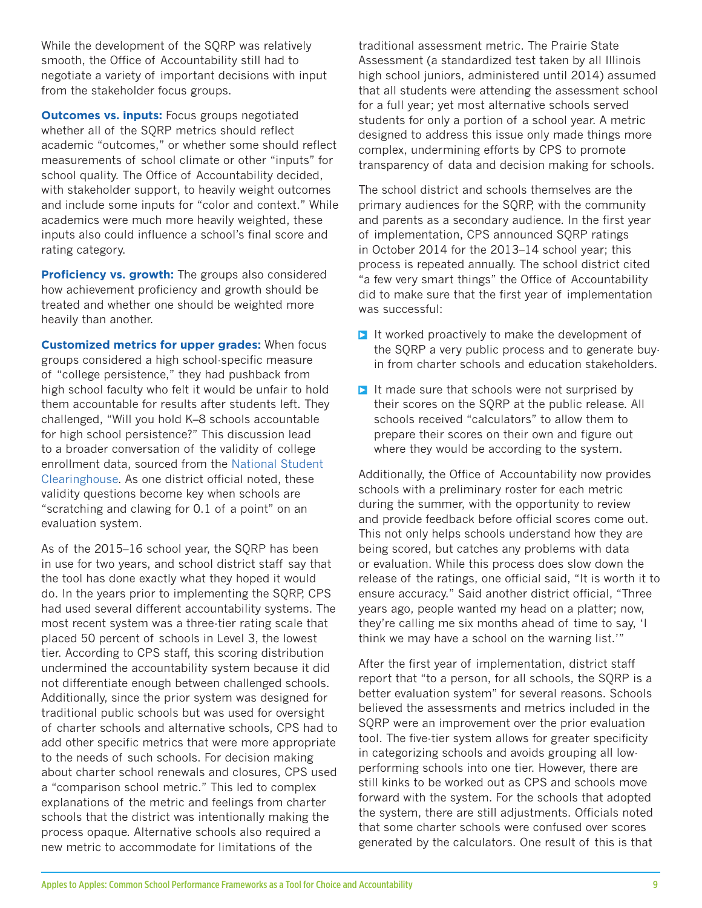While the development of the SQRP was relatively smooth, the Office of Accountability still had to negotiate a variety of important decisions with input from the stakeholder focus groups.

**Outcomes vs. inputs:** Focus groups negotiated whether all of the SQRP metrics should reflect academic "outcomes," or whether some should reflect measurements of school climate or other "inputs" for school quality. The Office of Accountability decided, with stakeholder support, to heavily weight outcomes and include some inputs for "color and context." While academics were much more heavily weighted, these inputs also could influence a school's final score and rating category.

**Proficiency vs. growth:** The groups also considered how achievement proficiency and growth should be treated and whether one should be weighted more heavily than another.

**Customized metrics for upper grades:** When focus groups considered a high school-specific measure of "college persistence," they had pushback from high school faculty who felt it would be unfair to hold them accountable for results after students left. They challenged, "Will you hold K–8 schools accountable for high school persistence?" This discussion lead to a broader conversation of the validity of college enrollment data, sourced from the National Student Clearinghouse. As one district official noted, these validity questions become key when schools are "scratching and clawing for 0.1 of a point" on an evaluation system.

As of the 2015–16 school year, the SQRP has been in use for two years, and school district staff say that the tool has done exactly what they hoped it would do. In the years prior to implementing the SQRP, CPS had used several different accountability systems. The most recent system was a three-tier rating scale that placed 50 percent of schools in Level 3, the lowest tier. According to CPS staff, this scoring distribution undermined the accountability system because it did not differentiate enough between challenged schools. Additionally, since the prior system was designed for traditional public schools but was used for oversight of charter schools and alternative schools, CPS had to add other specific metrics that were more appropriate to the needs of such schools. For decision making about charter school renewals and closures, CPS used a "comparison school metric." This led to complex explanations of the metric and feelings from charter schools that the district was intentionally making the process opaque. Alternative schools also required a new metric to accommodate for limitations of the traditional assessment metric. The Prairie State Assessment (a standardized test taken by all Illinois high school juniors, administered until 2014) assumed that all students were attending the assessment school for a full year; yet most alternative schools served students for only a portion of a school year. A metric designed to address this issue only made things more complex, undermining efforts by CPS to promote transparency of data and decision making for schools.

The school district and schools themselves are the primary audiences for the SQRP, with the community and parents as a secondary audience. In the first year of implementation, CPS announced SQRP ratings in October 2014 for the 2013–14 school year; this process is repeated annually. The school district cited "a few very smart things" the Office of Accountability did to make sure that the first year of implementation was successful:

- It worked proactively to make the development of the SQRP a very public process and to generate buy-in from charter schools and education stakeholders.
- It made sure that schools were not surprised by their scores on the SQRP at the public release. All schools received "calculators" to allow them to prepare their scores on their own and figure out where they would be according to the system.

Additionally, the Office of Accountability now provides schools with a preliminary roster for each metric during the summer, with the opportunity to review and provide feedback before official scores come out. This not only helps schools understand how they are being scored, but catches any problems with data or evaluation. While this process does slow down the release of the ratings, one official said, "It is worth it to ensure accuracy." Said another district official, "Three years ago, people wanted my head on a platter; now, they're calling me six months ahead of time to say, 'I think we may have a school on the warning list.'"

After the first year of implementation, district staff report that "to a person, for all schools, the SQRP is a better evaluation system" for several reasons. Schools believed the assessments and metrics included in the SQRP were an improvement over the prior evaluation tool. The five-tier system allows for greater specificity in categorizing schools and avoids grouping all low-performing schools into one tier. However, there are still kinks to be worked out as CPS and schools move forward with the system. For the schools that adopted the system, there are still adjustments. Officials noted that some charter schools were confused over scores generated by the calculators. One result of this is that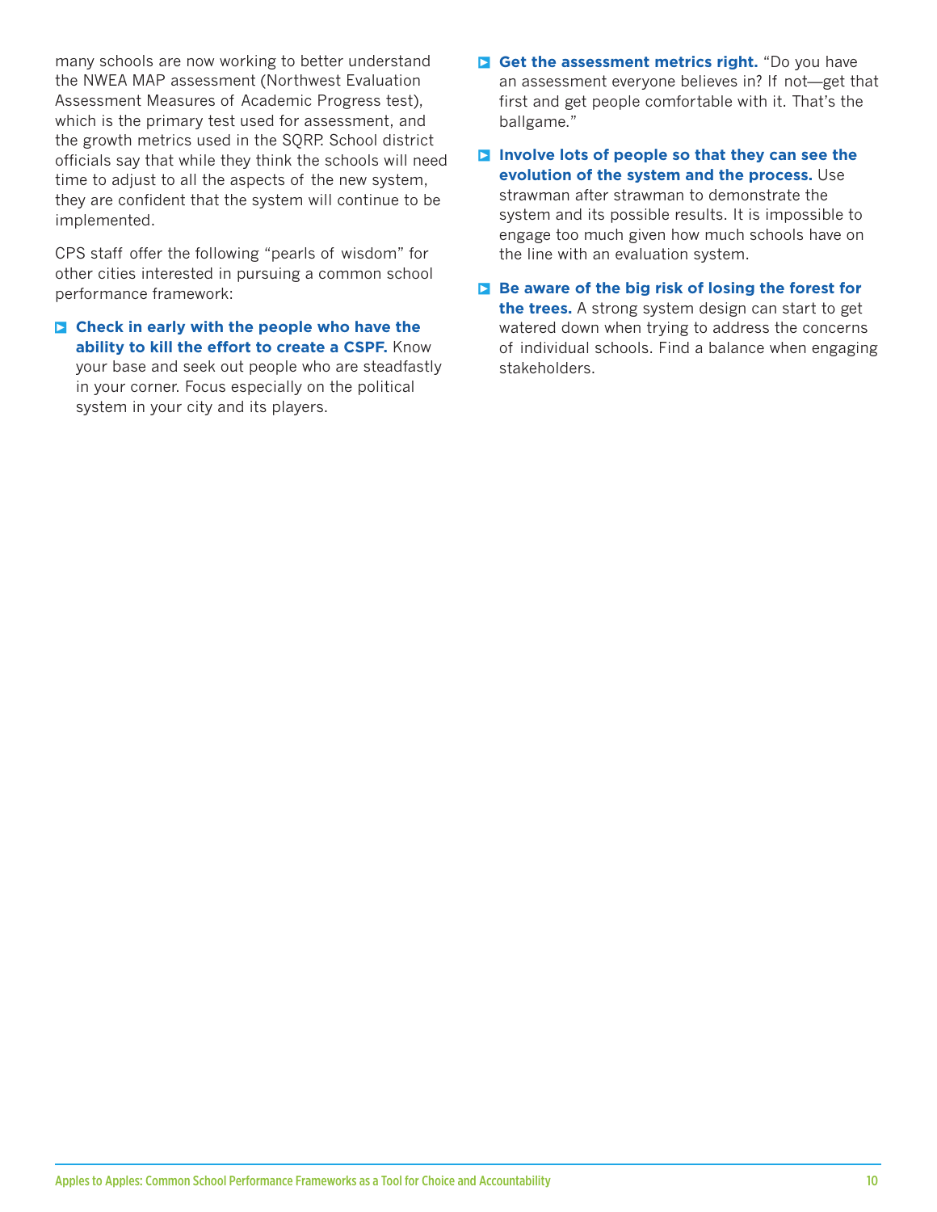many schools are now working to better understand the NWEA MAP assessment (Northwest Evaluation Assessment Measures of Academic Progress test), which is the primary test used for assessment, and the growth metrics used in the SQRP. School district officials say that while they think the schools will need time to adjust to all the aspects of the new system, they are confident that the system will continue to be implemented.

CPS staff offer the following "pearls of wisdom" for other cities interested in pursuing a common school performance framework:

- **Check in early with the people who have the ability to kill the effort to create a CSPF.** Know your base and seek out people who are steadfastly in your corner. Focus especially on the political system in your city and its players.
- **Get the assessment metrics right.** "Do you have an assessment everyone believes in? If not—get that first and get people comfortable with it. That's the ballgame."
- **Involve lots of people so that they can see the evolution of the system and the process.** Use strawman after strawman to demonstrate the system and its possible results. It is impossible to engage too much given how much schools have on the line with an evaluation system.
- **Be aware of the big risk of losing the forest for the trees.** A strong system design can start to get watered down when trying to address the concerns of individual schools. Find a balance when engaging stakeholders.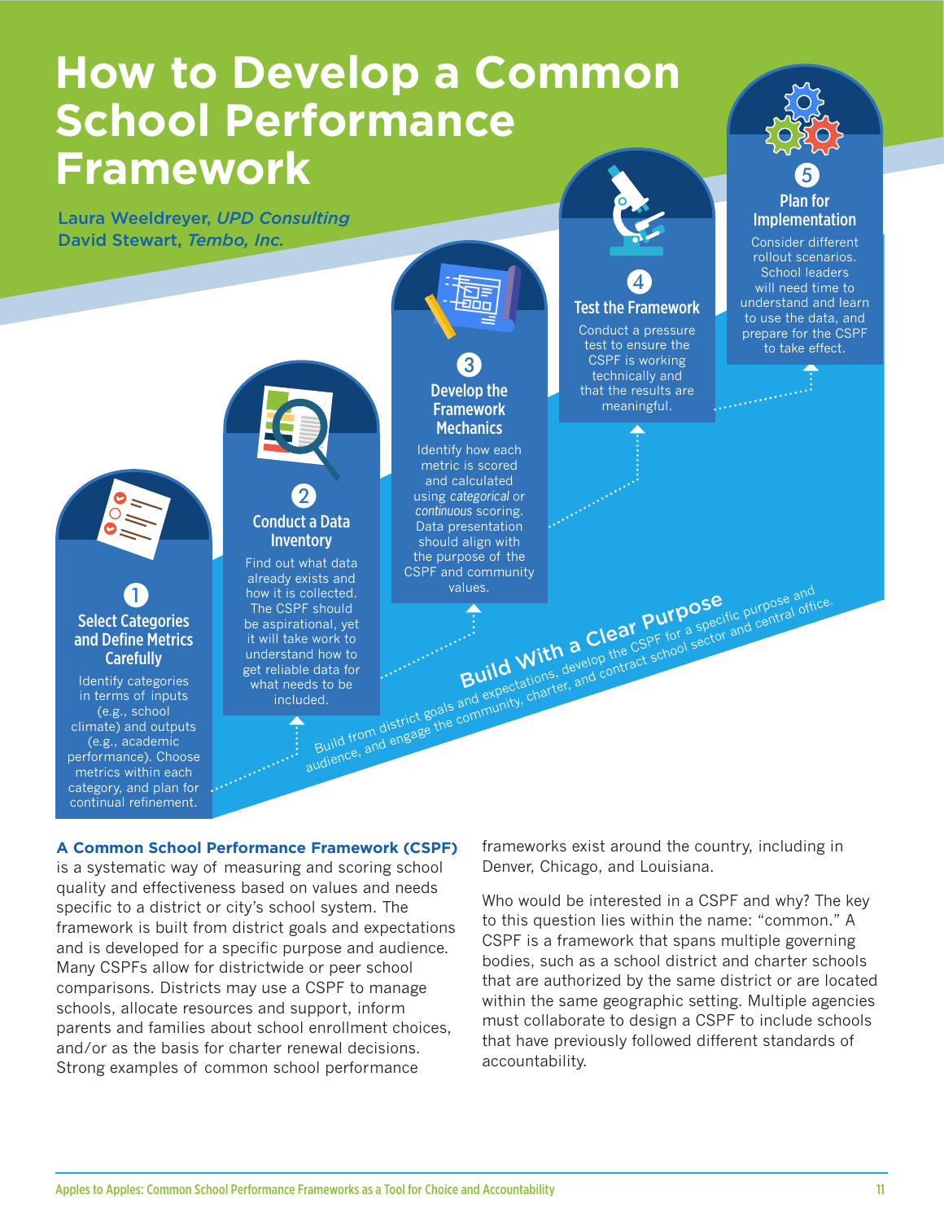# How to Develop a Common School Performance Framework

Laura Weeldreyer, *UPD Consulting*
David Stewart, *Tembo, Inc.*

### 1 Select Categories and Define Metrics Carefully

Identify categories in terms of inputs (e.g., school climate) and outputs (e.g., academic performance). Choose metrics within each category, and plan for continual refinement.

### 2 Conduct a Data Inventory

Find out what data already exists and how it is collected. The CSPF should be aspirational, yet it will take work to understand how to get reliable data for what needs to be included.

### 3 Develop the Framework Mechanics

Identify how each metric is scored and calculated using *categorical* or *continuous* scoring. Data presentation should align with the purpose of the CSPF and community values.

### 4 Test the Framework

Conduct a pressure test to ensure the CSPF is working technically and that the results are meaningful.

### 5 Plan for Implementation

Consider different rollout scenarios. School leaders will need time to understand and learn to use the data, and prepare for the CSPF to take effect.

**Build With a Clear Purpose**

Build from district goals and expectations, develop the CSPF for a specific purpose and audience, and engage the community, charter, and contract school sector and central office.

**A Common School Performance Framework (CSPF)** is a systematic way of measuring and scoring school quality and effectiveness based on values and needs specific to a district or city's school system. The framework is built from district goals and expectations and is developed for a specific purpose and audience. Many CSPFs allow for districtwide or peer school comparisons. Districts may use a CSPF to manage schools, allocate resources and support, inform parents and families about school enrollment choices, and/or as the basis for charter renewal decisions. Strong examples of common school performance frameworks exist around the country, including in Denver, Chicago, and Louisiana.

Who would be interested in a CSPF and why? The key to this question lies within the name: "common." A CSPF is a framework that spans multiple governing bodies, such as a school district and charter schools that are authorized by the same district or are located within the same geographic setting. Multiple agencies must collaborate to design a CSPF to include schools that have previously followed different standards of accountability.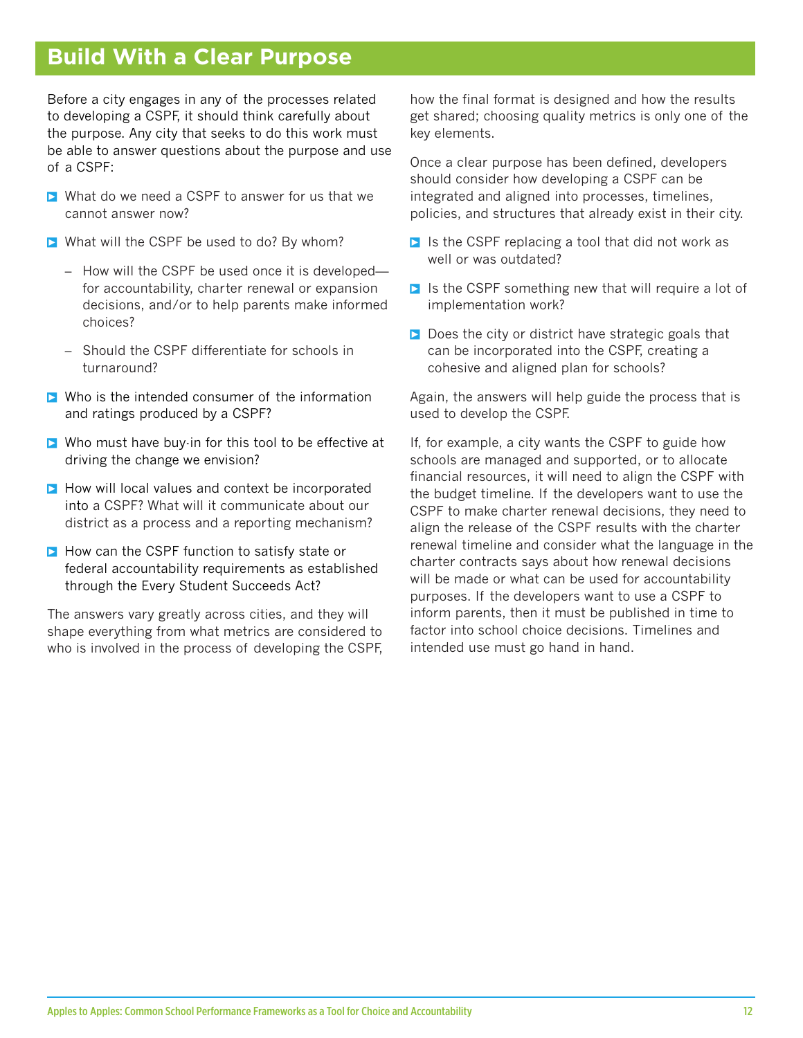## Build With a Clear Purpose

Before a city engages in any of the processes related to developing a CSPF, it should think carefully about the purpose. Any city that seeks to do this work must be able to answer questions about the purpose and use of a CSPF:

- What do we need a CSPF to answer for us that we cannot answer now?
- What will the CSPF be used to do? By whom?
  - How will the CSPF be used once it is developed—for accountability, charter renewal or expansion decisions, and/or to help parents make informed choices?
  - Should the CSPF differentiate for schools in turnaround?
- Who is the intended consumer of the information and ratings produced by a CSPF?
- Who must have buy-in for this tool to be effective at driving the change we envision?
- How will local values and context be incorporated into a CSPF? What will it communicate about our district as a process and a reporting mechanism?
- How can the CSPF function to satisfy state or federal accountability requirements as established through the Every Student Succeeds Act?

The answers vary greatly across cities, and they will shape everything from what metrics are considered to who is involved in the process of developing the CSPF, how the final format is designed and how the results get shared; choosing quality metrics is only one of the key elements.

Once a clear purpose has been defined, developers should consider how developing a CSPF can be integrated and aligned into processes, timelines, policies, and structures that already exist in their city.

- Is the CSPF replacing a tool that did not work as well or was outdated?
- Is the CSPF something new that will require a lot of implementation work?
- Does the city or district have strategic goals that can be incorporated into the CSPF, creating a cohesive and aligned plan for schools?

Again, the answers will help guide the process that is used to develop the CSPF.

If, for example, a city wants the CSPF to guide how schools are managed and supported, or to allocate financial resources, it will need to align the CSPF with the budget timeline. If the developers want to use the CSPF to make charter renewal decisions, they need to align the release of the CSPF results with the charter renewal timeline and consider what the language in the charter contracts says about how renewal decisions will be made or what can be used for accountability purposes. If the developers want to use a CSPF to inform parents, then it must be published in time to factor into school choice decisions. Timelines and intended use must go hand in hand.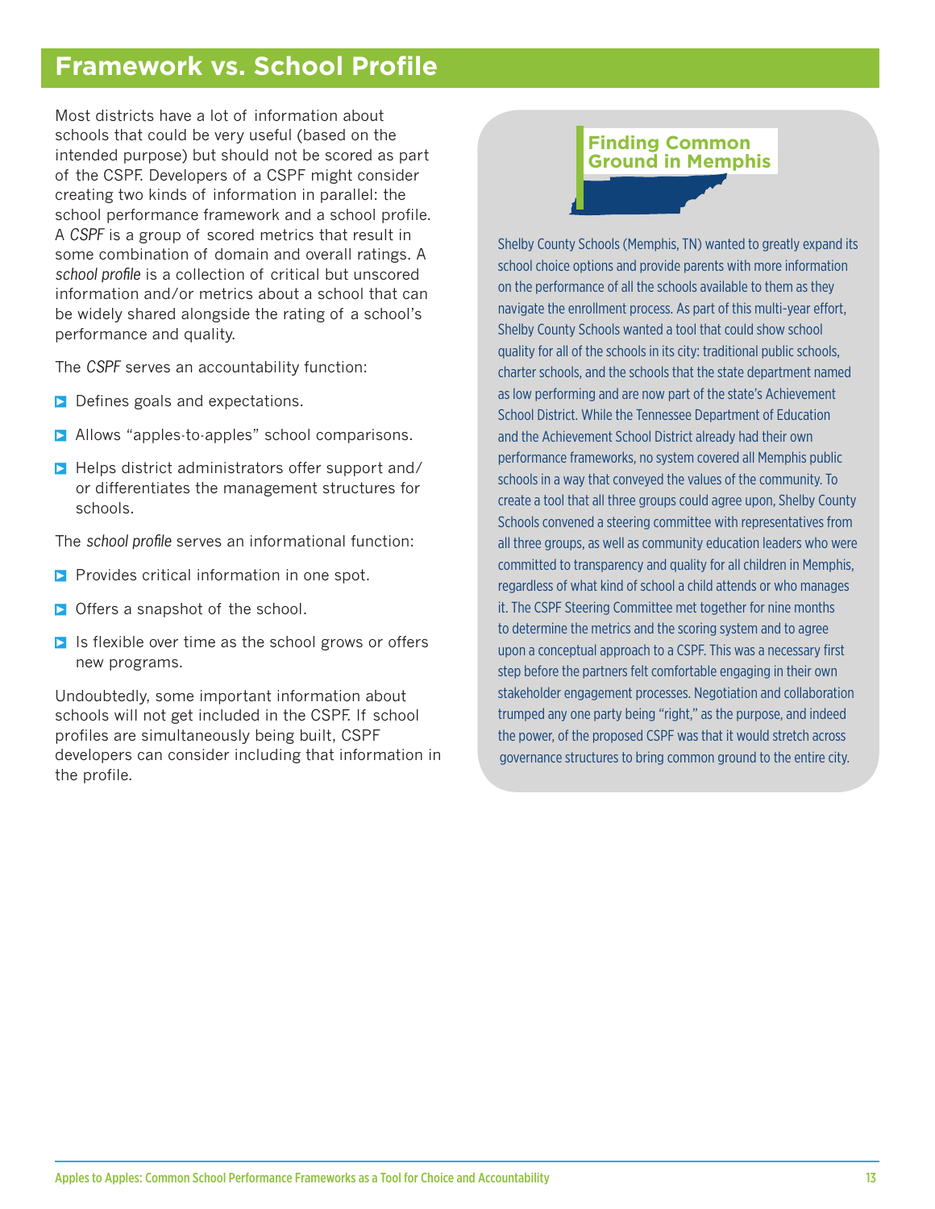## Framework vs. School Profile

Most districts have a lot of information about schools that could be very useful (based on the intended purpose) but should not be scored as part of the CSPF. Developers of a CSPF might consider creating two kinds of information in parallel: the school performance framework and a school profile. A *CSPF* is a group of scored metrics that result in some combination of domain and overall ratings. A *school profile* is a collection of critical but unscored information and/or metrics about a school that can be widely shared alongside the rating of a school's performance and quality.

The *CSPF* serves an accountability function:

- Defines goals and expectations.
- Allows "apples-to-apples" school comparisons.
- Helps district administrators offer support and/or differentiates the management structures for schools.

The *school profile* serves an informational function:

- Provides critical information in one spot.
- Offers a snapshot of the school.
- Is flexible over time as the school grows or offers new programs.

Undoubtedly, some important information about schools will not get included in the CSPF. If school profiles are simultaneously being built, CSPF developers can consider including that information in the profile.

### Finding Common Ground in Memphis

Shelby County Schools (Memphis, TN) wanted to greatly expand its school choice options and provide parents with more information on the performance of all the schools available to them as they navigate the enrollment process. As part of this multi-year effort, Shelby County Schools wanted a tool that could show school quality for all of the schools in its city: traditional public schools, charter schools, and the schools that the state department named as low performing and are now part of the state's Achievement School District. While the Tennessee Department of Education and the Achievement School District already had their own performance frameworks, no system covered all Memphis public schools in a way that conveyed the values of the community. To create a tool that all three groups could agree upon, Shelby County Schools convened a steering committee with representatives from all three groups, as well as community education leaders who were committed to transparency and quality for all children in Memphis, regardless of what kind of school a child attends or who manages it. The CSPF Steering Committee met together for nine months to determine the metrics and the scoring system and to agree upon a conceptual approach to a CSPF. This was a necessary first step before the partners felt comfortable engaging in their own stakeholder engagement processes. Negotiation and collaboration trumped any one party being "right," as the purpose, and indeed the power, of the proposed CSPF was that it would stretch across governance structures to bring common ground to the entire city.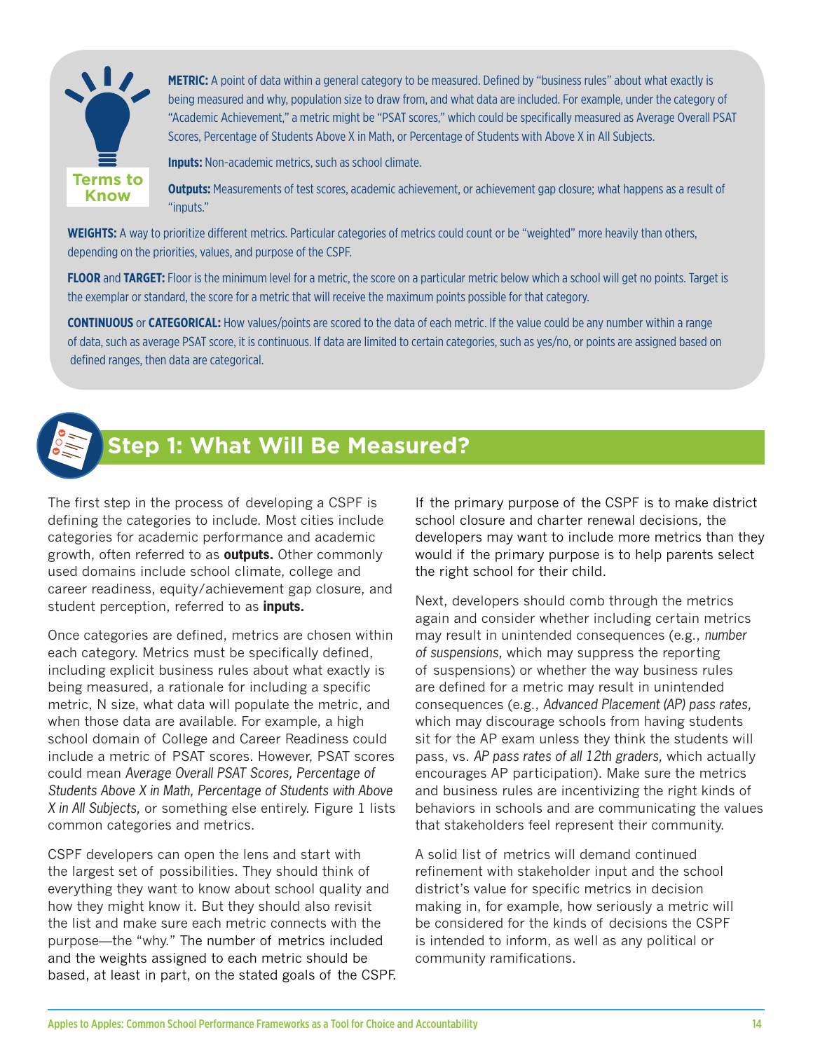**Terms to Know**

**METRIC:** A point of data within a general category to be measured. Defined by "business rules" about what exactly is being measured and why, population size to draw from, and what data are included. For example, under the category of "Academic Achievement," a metric might be "PSAT scores," which could be specifically measured as Average Overall PSAT Scores, Percentage of Students Above X in Math, or Percentage of Students with Above X in All Subjects.

**Inputs:** Non-academic metrics, such as school climate.

**Outputs:** Measurements of test scores, academic achievement, or achievement gap closure; what happens as a result of "inputs."

**WEIGHTS:** A way to prioritize different metrics. Particular categories of metrics could count or be "weighted" more heavily than others, depending on the priorities, values, and purpose of the CSPF.

**FLOOR** and **TARGET:** Floor is the minimum level for a metric, the score on a particular metric below which a school will get no points. Target is the exemplar or standard, the score for a metric that will receive the maximum points possible for that category.

**CONTINUOUS** or **CATEGORICAL:** How values/points are scored to the data of each metric. If the value could be any number within a range of data, such as average PSAT score, it is continuous. If data are limited to certain categories, such as yes/no, or points are assigned based on defined ranges, then data are categorical.

## Step 1: What Will Be Measured?

The first step in the process of developing a CSPF is defining the categories to include. Most cities include categories for academic performance and academic growth, often referred to as **outputs.** Other commonly used domains include school climate, college and career readiness, equity/achievement gap closure, and student perception, referred to as **inputs.**

Once categories are defined, metrics are chosen within each category. Metrics must be specifically defined, including explicit business rules about what exactly is being measured, a rationale for including a specific metric, N size, what data will populate the metric, and when those data are available. For example, a high school domain of College and Career Readiness could include a metric of PSAT scores. However, PSAT scores could mean *Average Overall PSAT Scores, Percentage of Students Above X in Math, Percentage of Students with Above X in All Subjects,* or something else entirely. Figure 1 lists common categories and metrics.

CSPF developers can open the lens and start with the largest set of possibilities. They should think of everything they want to know about school quality and how they might know it. But they should also revisit the list and make sure each metric connects with the purpose—the "why." The number of metrics included and the weights assigned to each metric should be based, at least in part, on the stated goals of the CSPF. If the primary purpose of the CSPF is to make district school closure and charter renewal decisions, the developers may want to include more metrics than they would if the primary purpose is to help parents select the right school for their child.

Next, developers should comb through the metrics again and consider whether including certain metrics may result in unintended consequences (e.g., *number of suspensions,* which may suppress the reporting of suspensions) or whether the way business rules are defined for a metric may result in unintended consequences (e.g., *Advanced Placement (AP) pass rates,* which may discourage schools from having students sit for the AP exam unless they think the students will pass, vs. *AP pass rates of all 12th graders,* which actually encourages AP participation). Make sure the metrics and business rules are incentivizing the right kinds of behaviors in schools and are communicating the values that stakeholders feel represent their community.

A solid list of metrics will demand continued refinement with stakeholder input and the school district's value for specific metrics in decision making in, for example, how seriously a metric will be considered for the kinds of decisions the CSPF is intended to inform, as well as any political or community ramifications.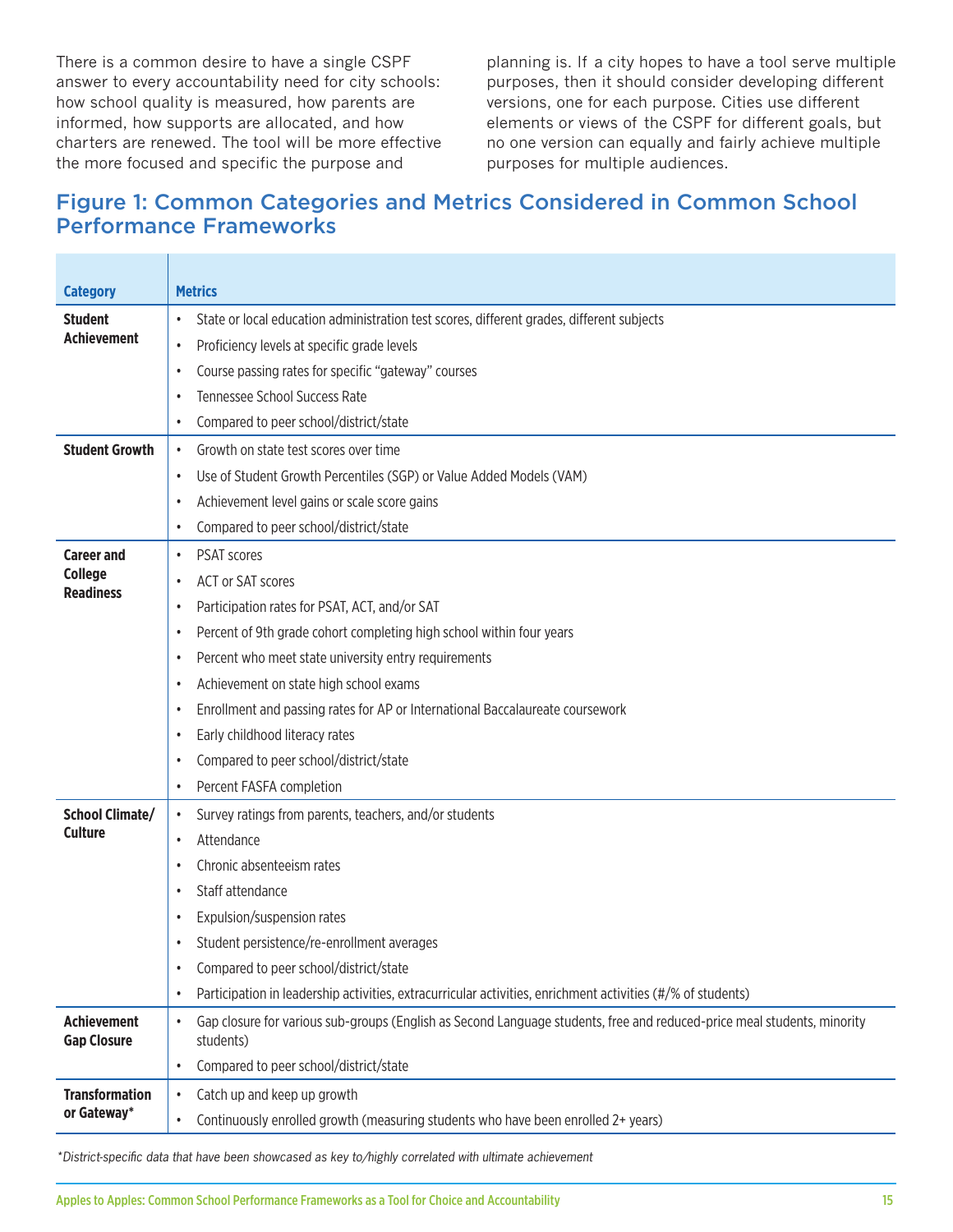There is a common desire to have a single CSPF answer to every accountability need for city schools: how school quality is measured, how parents are informed, how supports are allocated, and how charters are renewed. The tool will be more effective the more focused and specific the purpose and planning is. If a city hopes to have a tool serve multiple purposes, then it should consider developing different versions, one for each purpose. Cities use different elements or views of the CSPF for different goals, but no one version can equally and fairly achieve multiple purposes for multiple audiences.

## Figure 1: Common Categories and Metrics Considered in Common School Performance Frameworks

| Category | Metrics |
|---|---|
| **Student Achievement** | • State or local education administration test scores, different grades, different subjects<br>• Proficiency levels at specific grade levels<br>• Course passing rates for specific “gateway” courses<br>• Tennessee School Success Rate<br>• Compared to peer school/district/state |
| **Student Growth** | • Growth on state test scores over time<br>• Use of Student Growth Percentiles (SGP) or Value Added Models (VAM)<br>• Achievement level gains or scale score gains<br>• Compared to peer school/district/state |
| **Career and College Readiness** | • PSAT scores<br>• ACT or SAT scores<br>• Participation rates for PSAT, ACT, and/or SAT<br>• Percent of 9th grade cohort completing high school within four years<br>• Percent who meet state university entry requirements<br>• Achievement on state high school exams<br>• Enrollment and passing rates for AP or International Baccalaureate coursework<br>• Early childhood literacy rates<br>• Compared to peer school/district/state<br>• Percent FASFA completion |
| **School Climate/ Culture** | • Survey ratings from parents, teachers, and/or students<br>• Attendance<br>• Chronic absenteeism rates<br>• Staff attendance<br>• Expulsion/suspension rates<br>• Student persistence/re-enrollment averages<br>• Compared to peer school/district/state<br>• Participation in leadership activities, extracurricular activities, enrichment activities (#/% of students) |
| **Achievement Gap Closure** | • Gap closure for various sub-groups (English as Second Language students, free and reduced-price meal students, minority students)<br>• Compared to peer school/district/state |
| **Transformation or Gateway*** | • Catch up and keep up growth<br>• Continuously enrolled growth (measuring students who have been enrolled 2+ years) |

*\*District-specific data that have been showcased as key to/highly correlated with ultimate achievement*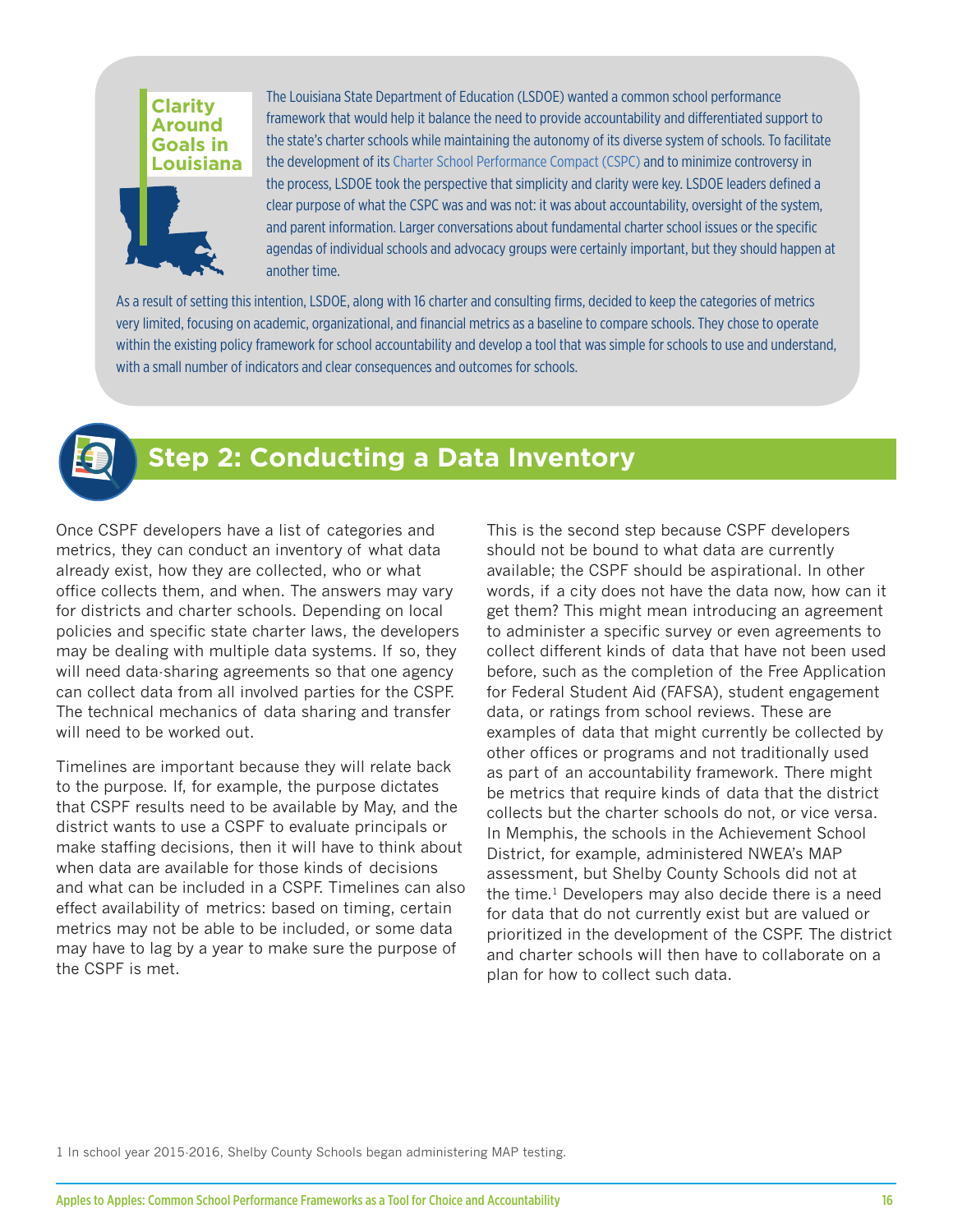### Clarity Around Goals in Louisiana

The Louisiana State Department of Education (LSDOE) wanted a common school performance framework that would help it balance the need to provide accountability and differentiated support to the state's charter schools while maintaining the autonomy of its diverse system of schools. To facilitate the development of its Charter School Performance Compact (CSPC) and to minimize controversy in the process, LSDOE took the perspective that simplicity and clarity were key. LSDOE leaders defined a clear purpose of what the CSPC was and was not: it was about accountability, oversight of the system, and parent information. Larger conversations about fundamental charter school issues or the specific agendas of individual schools and advocacy groups were certainly important, but they should happen at another time.

As a result of setting this intention, LSDOE, along with 16 charter and consulting firms, decided to keep the categories of metrics very limited, focusing on academic, organizational, and financial metrics as a baseline to compare schools. They chose to operate within the existing policy framework for school accountability and develop a tool that was simple for schools to use and understand, with a small number of indicators and clear consequences and outcomes for schools.

## Step 2: Conducting a Data Inventory

Once CSPF developers have a list of categories and metrics, they can conduct an inventory of what data already exist, how they are collected, who or what office collects them, and when. The answers may vary for districts and charter schools. Depending on local policies and specific state charter laws, the developers may be dealing with multiple data systems. If so, they will need data-sharing agreements so that one agency can collect data from all involved parties for the CSPF. The technical mechanics of data sharing and transfer will need to be worked out.

Timelines are important because they will relate back to the purpose. If, for example, the purpose dictates that CSPF results need to be available by May, and the district wants to use a CSPF to evaluate principals or make staffing decisions, then it will have to think about when data are available for those kinds of decisions and what can be included in a CSPF. Timelines can also effect availability of metrics: based on timing, certain metrics may not be able to be included, or some data may have to lag by a year to make sure the purpose of the CSPF is met.

This is the second step because CSPF developers should not be bound to what data are currently available; the CSPF should be aspirational. In other words, if a city does not have the data now, how can it get them? This might mean introducing an agreement to administer a specific survey or even agreements to collect different kinds of data that have not been used before, such as the completion of the Free Application for Federal Student Aid (FAFSA), student engagement data, or ratings from school reviews. These are examples of data that might currently be collected by other offices or programs and not traditionally used as part of an accountability framework. There might be metrics that require kinds of data that the district collects but the charter schools do not, or vice versa. In Memphis, the schools in the Achievement School District, for example, administered NWEA's MAP assessment, but Shelby County Schools did not at the time.[1] Developers may also decide there is a need for data that do not currently exist but are valued or prioritized in the development of the CSPF. The district and charter schools will then have to collaborate on a plan for how to collect such data.

1 In school year 2015-2016, Shelby County Schools began administering MAP testing.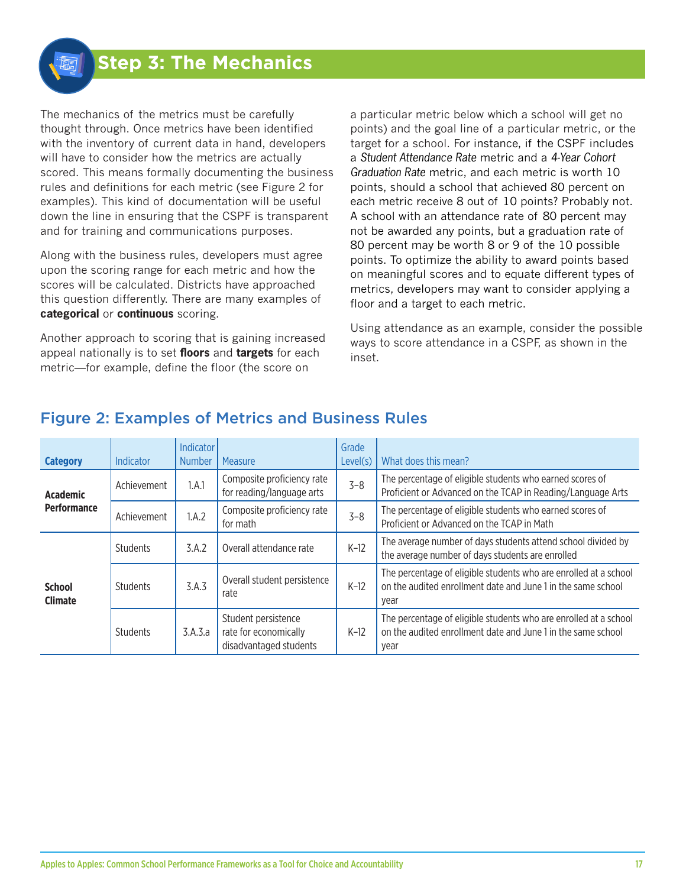## Step 3: The Mechanics

The mechanics of the metrics must be carefully thought through. Once metrics have been identified with the inventory of current data in hand, developers will have to consider how the metrics are actually scored. This means formally documenting the business rules and definitions for each metric (see Figure 2 for examples). This kind of documentation will be useful down the line in ensuring that the CSPF is transparent and for training and communications purposes.

Along with the business rules, developers must agree upon the scoring range for each metric and how the scores will be calculated. Districts have approached this question differently. There are many examples of **categorical** or **continuous** scoring.

Another approach to scoring that is gaining increased appeal nationally is to set **floors** and **targets** for each metric—for example, define the floor (the score on a particular metric below which a school will get no points) and the goal line of a particular metric, or the target for a school. For instance, if the CSPF includes a *Student Attendance Rate* metric and a *4-Year Cohort Graduation Rate* metric, and each metric is worth 10 points, should a school that achieved 80 percent on each metric receive 8 out of 10 points? Probably not. A school with an attendance rate of 80 percent may not be awarded any points, but a graduation rate of 80 percent may be worth 8 or 9 of the 10 possible points. To optimize the ability to award points based on meaningful scores and to equate different types of metrics, developers may want to consider applying a floor and a target to each metric.

Using attendance as an example, consider the possible ways to score attendance in a CSPF, as shown in the inset.

### Figure 2: Examples of Metrics and Business Rules

| Category | Indicator | Indicator Number | Measure | Grade Level(s) | What does this mean? |
|---|---|---|---|---|---|
| **Academic Performance** | Achievement | 1.A.1 | Composite proficiency rate for reading/language arts | 3–8 | The percentage of eligible students who earned scores of Proficient or Advanced on the TCAP in Reading/Language Arts |
| | Achievement | 1.A.2 | Composite proficiency rate for math | 3–8 | The percentage of eligible students who earned scores of Proficient or Advanced on the TCAP in Math |
| **School Climate** | Students | 3.A.2 | Overall attendance rate | K–12 | The average number of days students attend school divided by the average number of days students are enrolled |
| | Students | 3.A.3 | Overall student persistence rate | K–12 | The percentage of eligible students who are enrolled at a school on the audited enrollment date and June 1 in the same school year |
| | Students | 3.A.3.a | Student persistence rate for economically disadvantaged students | K–12 | The percentage of eligible students who are enrolled at a school on the audited enrollment date and June 1 in the same school year |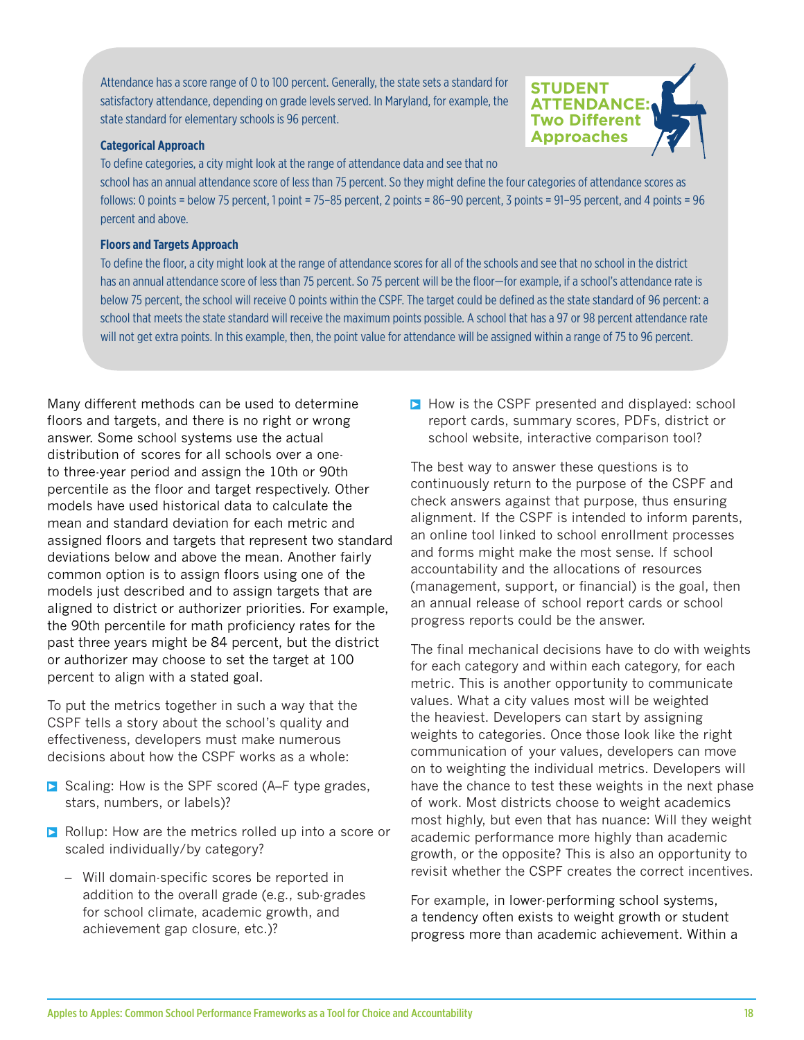## STUDENT ATTENDANCE: Two Different Approaches

Attendance has a score range of 0 to 100 percent. Generally, the state sets a standard for satisfactory attendance, depending on grade levels served. In Maryland, for example, the state standard for elementary schools is 96 percent.

**Categorical Approach**

To define categories, a city might look at the range of attendance data and see that no school has an annual attendance score of less than 75 percent. So they might define the four categories of attendance scores as follows: 0 points = below 75 percent, 1 point = 75–85 percent, 2 points = 86–90 percent, 3 points = 91–95 percent, and 4 points = 96 percent and above.

**Floors and Targets Approach**

To define the floor, a city might look at the range of attendance scores for all of the schools and see that no school in the district has an annual attendance score of less than 75 percent. So 75 percent will be the floor—for example, if a school's attendance rate is below 75 percent, the school will receive 0 points within the CSPF. The target could be defined as the state standard of 96 percent: a school that meets the state standard will receive the maximum points possible. A school that has a 97 or 98 percent attendance rate will not get extra points. In this example, then, the point value for attendance will be assigned within a range of 75 to 96 percent.

Many different methods can be used to determine floors and targets, and there is no right or wrong answer. Some school systems use the actual distribution of scores for all schools over a one- to three-year period and assign the 10th or 90th percentile as the floor and target respectively. Other models have used historical data to calculate the mean and standard deviation for each metric and assigned floors and targets that represent two standard deviations below and above the mean. Another fairly common option is to assign floors using one of the models just described and to assign targets that are aligned to district or authorizer priorities. For example, the 90th percentile for math proficiency rates for the past three years might be 84 percent, but the district or authorizer may choose to set the target at 100 percent to align with a stated goal.

To put the metrics together in such a way that the CSPF tells a story about the school's quality and effectiveness, developers must make numerous decisions about how the CSPF works as a whole:

- Scaling: How is the SPF scored (A–F type grades, stars, numbers, or labels)?
- Rollup: How are the metrics rolled up into a score or scaled individually/by category?
  - Will domain-specific scores be reported in addition to the overall grade (e.g., sub-grades for school climate, academic growth, and achievement gap closure, etc.)?
- How is the CSPF presented and displayed: school report cards, summary scores, PDFs, district or school website, interactive comparison tool?

The best way to answer these questions is to continuously return to the purpose of the CSPF and check answers against that purpose, thus ensuring alignment. If the CSPF is intended to inform parents, an online tool linked to school enrollment processes and forms might make the most sense. If school accountability and the allocations of resources (management, support, or financial) is the goal, then an annual release of school report cards or school progress reports could be the answer.

The final mechanical decisions have to do with weights for each category and within each category, for each metric. This is another opportunity to communicate values. What a city values most will be weighted the heaviest. Developers can start by assigning weights to categories. Once those look like the right communication of your values, developers can move on to weighting the individual metrics. Developers will have the chance to test these weights in the next phase of work. Most districts choose to weight academics most highly, but even that has nuance: Will they weight academic performance more highly than academic growth, or the opposite? This is also an opportunity to revisit whether the CSPF creates the correct incentives.

For example, in lower-performing school systems, a tendency often exists to weight growth or student progress more than academic achievement. Within a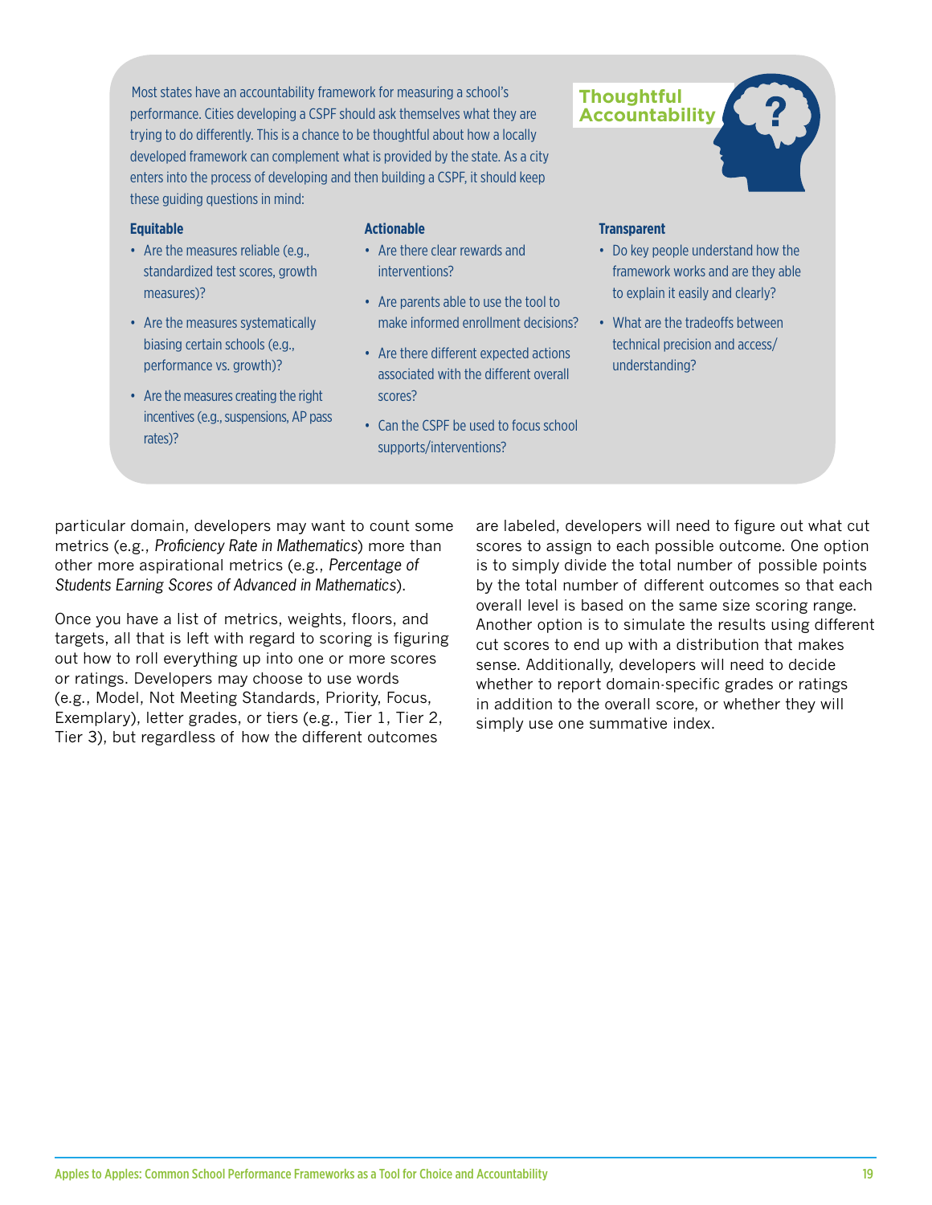## Thoughtful Accountability

Most states have an accountability framework for measuring a school's performance. Cities developing a CSPF should ask themselves what they are trying to do differently. This is a chance to be thoughtful about how a locally developed framework can complement what is provided by the state. As a city enters into the process of developing and then building a CSPF, it should keep these guiding questions in mind:

**Equitable**

- Are the measures reliable (e.g., standardized test scores, growth measures)?
- Are the measures systematically biasing certain schools (e.g., performance vs. growth)?
- Are the measures creating the right incentives (e.g., suspensions, AP pass rates)?

**Actionable**

- Are there clear rewards and interventions?
- Are parents able to use the tool to make informed enrollment decisions?
- Are there different expected actions associated with the different overall scores?
- Can the CSPF be used to focus school supports/interventions?

**Transparent**

- Do key people understand how the framework works and are they able to explain it easily and clearly?
- What are the tradeoffs between technical precision and access/understanding?

particular domain, developers may want to count some metrics (e.g., *Proficiency Rate in Mathematics*) more than other more aspirational metrics (e.g., *Percentage of Students Earning Scores of Advanced in Mathematics*).

Once you have a list of metrics, weights, floors, and targets, all that is left with regard to scoring is figuring out how to roll everything up into one or more scores or ratings. Developers may choose to use words (e.g., Model, Not Meeting Standards, Priority, Focus, Exemplary), letter grades, or tiers (e.g., Tier 1, Tier 2, Tier 3), but regardless of how the different outcomes are labeled, developers will need to figure out what cut scores to assign to each possible outcome. One option is to simply divide the total number of possible points by the total number of different outcomes so that each overall level is based on the same size scoring range. Another option is to simulate the results using different cut scores to end up with a distribution that makes sense. Additionally, developers will need to decide whether to report domain-specific grades or ratings in addition to the overall score, or whether they will simply use one summative index.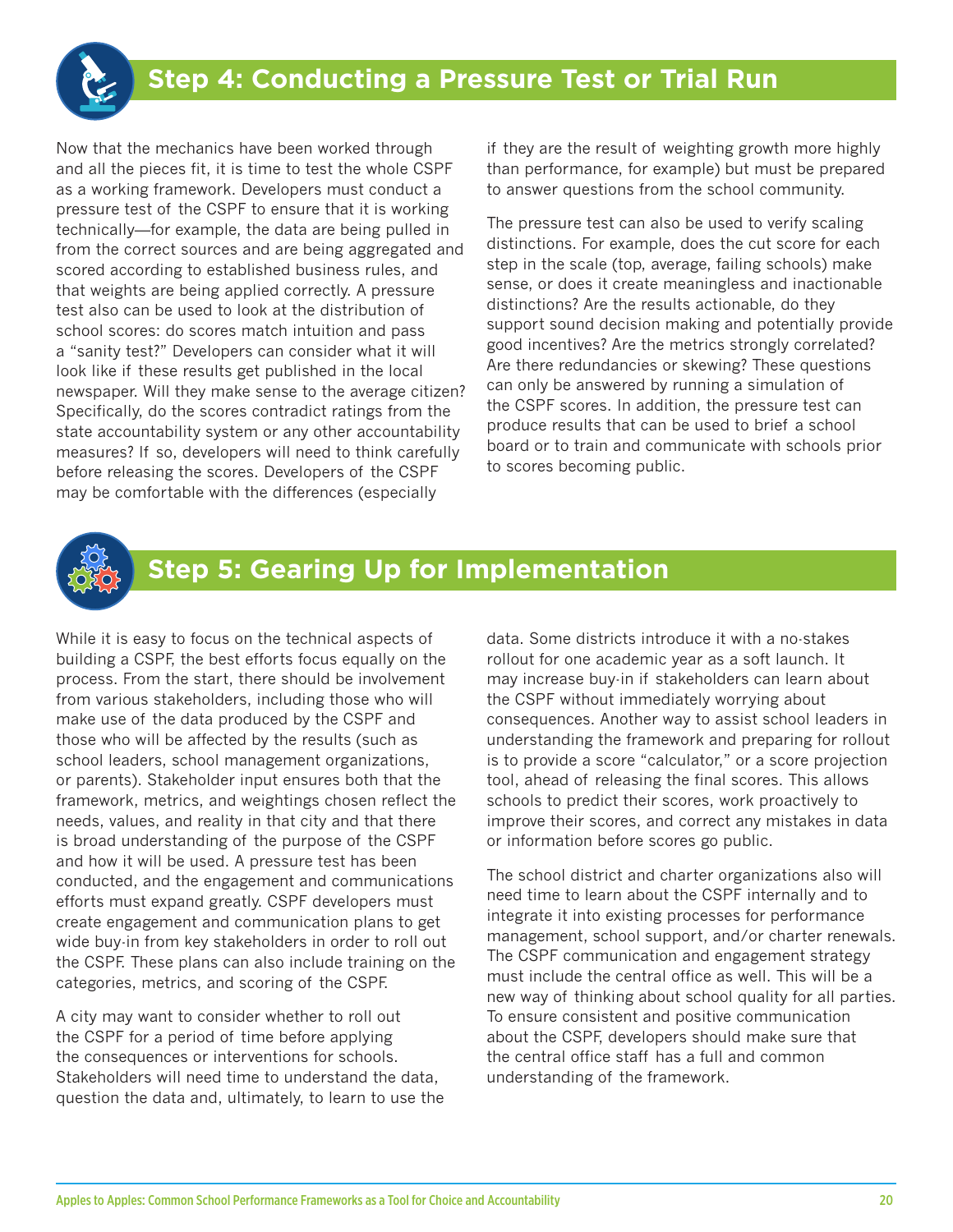## Step 4: Conducting a Pressure Test or Trial Run

Now that the mechanics have been worked through and all the pieces fit, it is time to test the whole CSPF as a working framework. Developers must conduct a pressure test of the CSPF to ensure that it is working technically—for example, the data are being pulled in from the correct sources and are being aggregated and scored according to established business rules, and that weights are being applied correctly. A pressure test also can be used to look at the distribution of school scores: do scores match intuition and pass a "sanity test?" Developers can consider what it will look like if these results get published in the local newspaper. Will they make sense to the average citizen? Specifically, do the scores contradict ratings from the state accountability system or any other accountability measures? If so, developers will need to think carefully before releasing the scores. Developers of the CSPF may be comfortable with the differences (especially if they are the result of weighting growth more highly than performance, for example) but must be prepared to answer questions from the school community.

The pressure test can also be used to verify scaling distinctions. For example, does the cut score for each step in the scale (top, average, failing schools) make sense, or does it create meaningless and inactionable distinctions? Are the results actionable, do they support sound decision making and potentially provide good incentives? Are the metrics strongly correlated? Are there redundancies or skewing? These questions can only be answered by running a simulation of the CSPF scores. In addition, the pressure test can produce results that can be used to brief a school board or to train and communicate with schools prior to scores becoming public.

## Step 5: Gearing Up for Implementation

While it is easy to focus on the technical aspects of building a CSPF, the best efforts focus equally on the process. From the start, there should be involvement from various stakeholders, including those who will make use of the data produced by the CSPF and those who will be affected by the results (such as school leaders, school management organizations, or parents). Stakeholder input ensures both that the framework, metrics, and weightings chosen reflect the needs, values, and reality in that city and that there is broad understanding of the purpose of the CSPF and how it will be used. A pressure test has been conducted, and the engagement and communications efforts must expand greatly. CSPF developers must create engagement and communication plans to get wide buy-in from key stakeholders in order to roll out the CSPF. These plans can also include training on the categories, metrics, and scoring of the CSPF.

A city may want to consider whether to roll out the CSPF for a period of time before applying the consequences or interventions for schools. Stakeholders will need time to understand the data, question the data and, ultimately, to learn to use the data. Some districts introduce it with a no-stakes rollout for one academic year as a soft launch. It may increase buy-in if stakeholders can learn about the CSPF without immediately worrying about consequences. Another way to assist school leaders in understanding the framework and preparing for rollout is to provide a score "calculator," or a score projection tool, ahead of releasing the final scores. This allows schools to predict their scores, work proactively to improve their scores, and correct any mistakes in data or information before scores go public.

The school district and charter organizations also will need time to learn about the CSPF internally and to integrate it into existing processes for performance management, school support, and/or charter renewals. The CSPF communication and engagement strategy must include the central office as well. This will be a new way of thinking about school quality for all parties. To ensure consistent and positive communication about the CSPF, developers should make sure that the central office staff has a full and common understanding of the framework.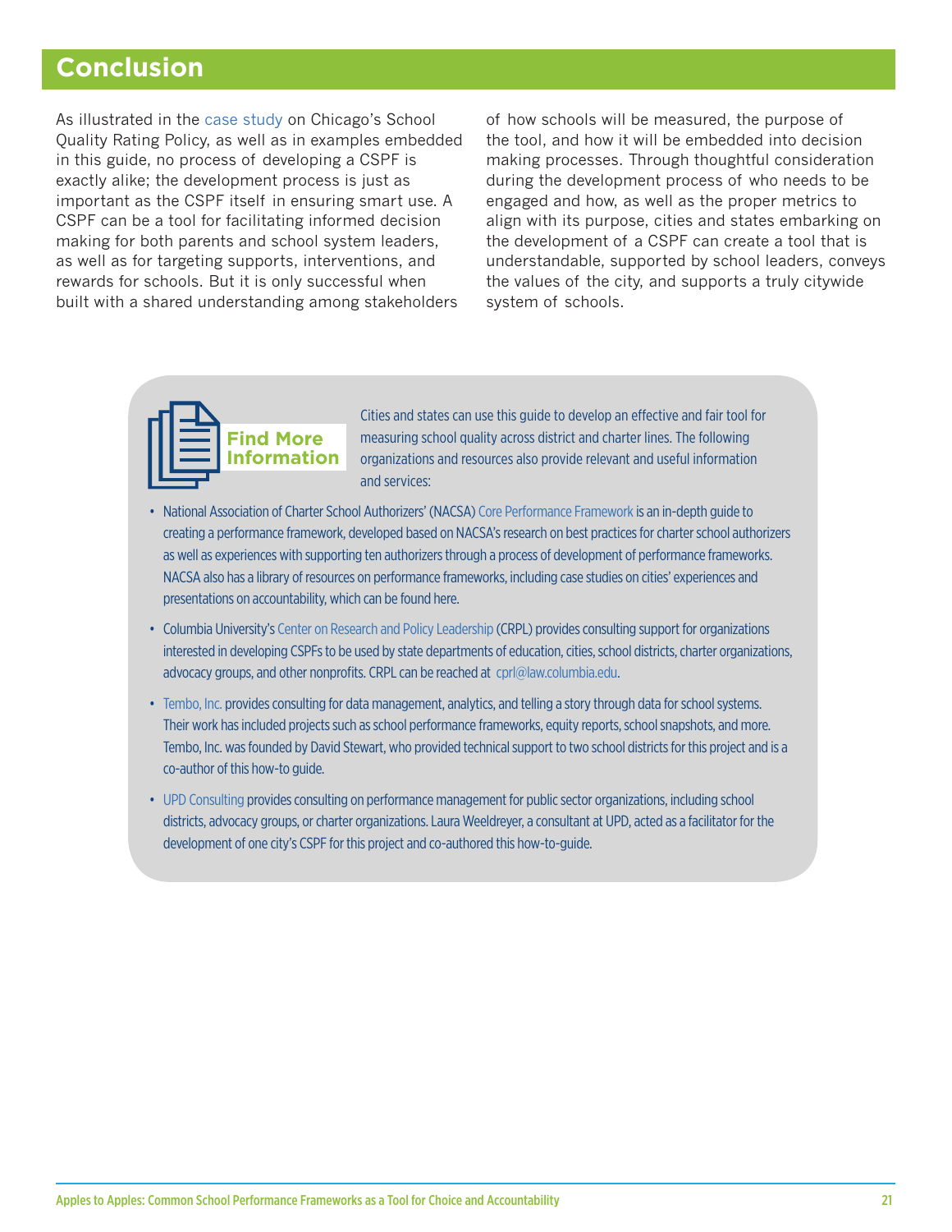## Conclusion

As illustrated in the case study on Chicago's School Quality Rating Policy, as well as in examples embedded in this guide, no process of developing a CSPF is exactly alike; the development process is just as important as the CSPF itself in ensuring smart use. A CSPF can be a tool for facilitating informed decision making for both parents and school system leaders, as well as for targeting supports, interventions, and rewards for schools. But it is only successful when built with a shared understanding among stakeholders of how schools will be measured, the purpose of the tool, and how it will be embedded into decision making processes. Through thoughtful consideration during the development process of who needs to be engaged and how, as well as the proper metrics to align with its purpose, cities and states embarking on the development of a CSPF can create a tool that is understandable, supported by school leaders, conveys the values of the city, and supports a truly citywide system of schools.

### Find More Information

Cities and states can use this guide to develop an effective and fair tool for measuring school quality across district and charter lines. The following organizations and resources also provide relevant and useful information and services:

- National Association of Charter School Authorizers' (NACSA) Core Performance Framework is an in-depth guide to creating a performance framework, developed based on NACSA's research on best practices for charter school authorizers as well as experiences with supporting ten authorizers through a process of development of performance frameworks. NACSA also has a library of resources on performance frameworks, including case studies on cities' experiences and presentations on accountability, which can be found here.
- Columbia University's Center on Research and Policy Leadership (CRPL) provides consulting support for organizations interested in developing CSPFs to be used by state departments of education, cities, school districts, charter organizations, advocacy groups, and other nonprofits. CRPL can be reached at cprl@law.columbia.edu.
- Tembo, Inc. provides consulting for data management, analytics, and telling a story through data for school systems. Their work has included projects such as school performance frameworks, equity reports, school snapshots, and more. Tembo, Inc. was founded by David Stewart, who provided technical support to two school districts for this project and is a co-author of this how-to guide.
- UPD Consulting provides consulting on performance management for public sector organizations, including school districts, advocacy groups, or charter organizations. Laura Weeldreyer, a consultant at UPD, acted as a facilitator for the development of one city's CSPF for this project and co-authored this how-to-guide.